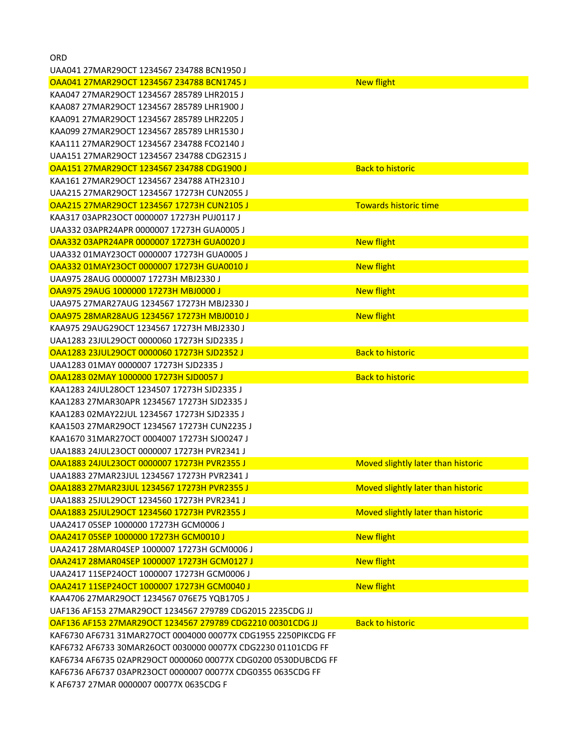ORD

| | |
|---|---|
| UAA041 27MAR29OCT 1234567 234788 BCN1950 J | |
| OAA041 27MAR29OCT 1234567 234788 BCN1745 J | New flight |
| KAA047 27MAR29OCT 1234567 285789 LHR2015 J | |
| KAA087 27MAR29OCT 1234567 285789 LHR1900 J | |
| KAA091 27MAR29OCT 1234567 285789 LHR2205 J | |
| KAA099 27MAR29OCT 1234567 285789 LHR1530 J | |
| KAA111 27MAR29OCT 1234567 234788 FCO2140 J | |
| UAA151 27MAR29OCT 1234567 234788 CDG2315 J | |
| OAA151 27MAR29OCT 1234567 234788 CDG1900 J | Back to historic |
| KAA161 27MAR29OCT 1234567 234788 ATH2310 J | |
| UAA215 27MAR29OCT 1234567 17273H CUN2055 J | |
| OAA215 27MAR29OCT 1234567 17273H CUN2105 J | Towards historic time |
| KAA317 03APR23OCT 0000007 17273H PUJ0117 J | |
| UAA332 03APR24APR 0000007 17273H GUA0005 J | |
| OAA332 03APR24APR 0000007 17273H GUA0020 J | New flight |
| UAA332 01MAY23OCT 0000007 17273H GUA0005 J | |
| OAA332 01MAY23OCT 0000007 17273H GUA0010 J | New flight |
| UAA975 28AUG 0000007 17273H MBJ2330 J | |
| OAA975 29AUG 1000000 17273H MBJ0000 J | New flight |
| UAA975 27MAR27AUG 1234567 17273H MBJ2330 J | |
| OAA975 28MAR28AUG 1234567 17273H MBJ0010 J | New flight |
| KAA975 29AUG29OCT 1234567 17273H MBJ2330 J | |
| UAA1283 23JUL29OCT 0000060 17273H SJD2335 J | |
| OAA1283 23JUL29OCT 0000060 17273H SJD2352 J | Back to historic |
| UAA1283 01MAY 0000007 17273H SJD2335 J | |
| OAA1283 02MAY 1000000 17273H SJD0057 J | Back to historic |
| KAA1283 24JUL28OCT 1234507 17273H SJD2335 J | |
| KAA1283 27MAR30APR 1234567 17273H SJD2335 J | |
| KAA1283 02MAY22JUL 1234567 17273H SJD2335 J | |
| KAA1503 27MAR29OCT 1234567 17273H CUN2235 J | |
| KAA1670 31MAR27OCT 0004007 17273H SJO0247 J | |
| UAA1883 24JUL23OCT 0000007 17273H PVR2341 J | |
| OAA1883 24JUL23OCT 0000007 17273H PVR2355 J | Moved slightly later than historic |
| UAA1883 27MAR23JUL 1234567 17273H PVR2341 J | |
| OAA1883 27MAR23JUL 1234567 17273H PVR2355 J | Moved slightly later than historic |
| UAA1883 25JUL29OCT 1234560 17273H PVR2341 J | |
| OAA1883 25JUL29OCT 1234560 17273H PVR2355 J | Moved slightly later than historic |
| UAA2417 05SEP 1000000 17273H GCM0006 J | |
| OAA2417 05SEP 1000000 17273H GCM0010 J | New flight |
| UAA2417 28MAR04SEP 1000007 17273H GCM0006 J | |
| OAA2417 28MAR04SEP 1000007 17273H GCM0127 J | New flight |
| UAA2417 11SEP24OCT 1000007 17273H GCM0006 J | |
| OAA2417 11SEP24OCT 1000007 17273H GCM0040 J | New flight |
| KAA4706 27MAR29OCT 1234567 076E75 YQB1705 J | |
| UAF136 AF153 27MAR29OCT 1234567 279789 CDG2015 2235CDG JJ | |
| OAF136 AF153 27MAR29OCT 1234567 279789 CDG2210 00301CDG JJ | Back to historic |
| KAF6730 AF6731 31MAR27OCT 0004000 00077X CDG1955 2250PIKCDG FF | |
| KAF6732 AF6733 30MAR26OCT 0030000 00077X CDG2230 01101CDG FF | |
| KAF6734 AF6735 02APR29OCT 0000060 00077X CDG0200 0530DUBCDG FF | |
| KAF6736 AF6737 03APR23OCT 0000007 00077X CDG0355 0635CDG FF | |
| K AF6737 27MAR 0000007 00077X 0635CDG F | |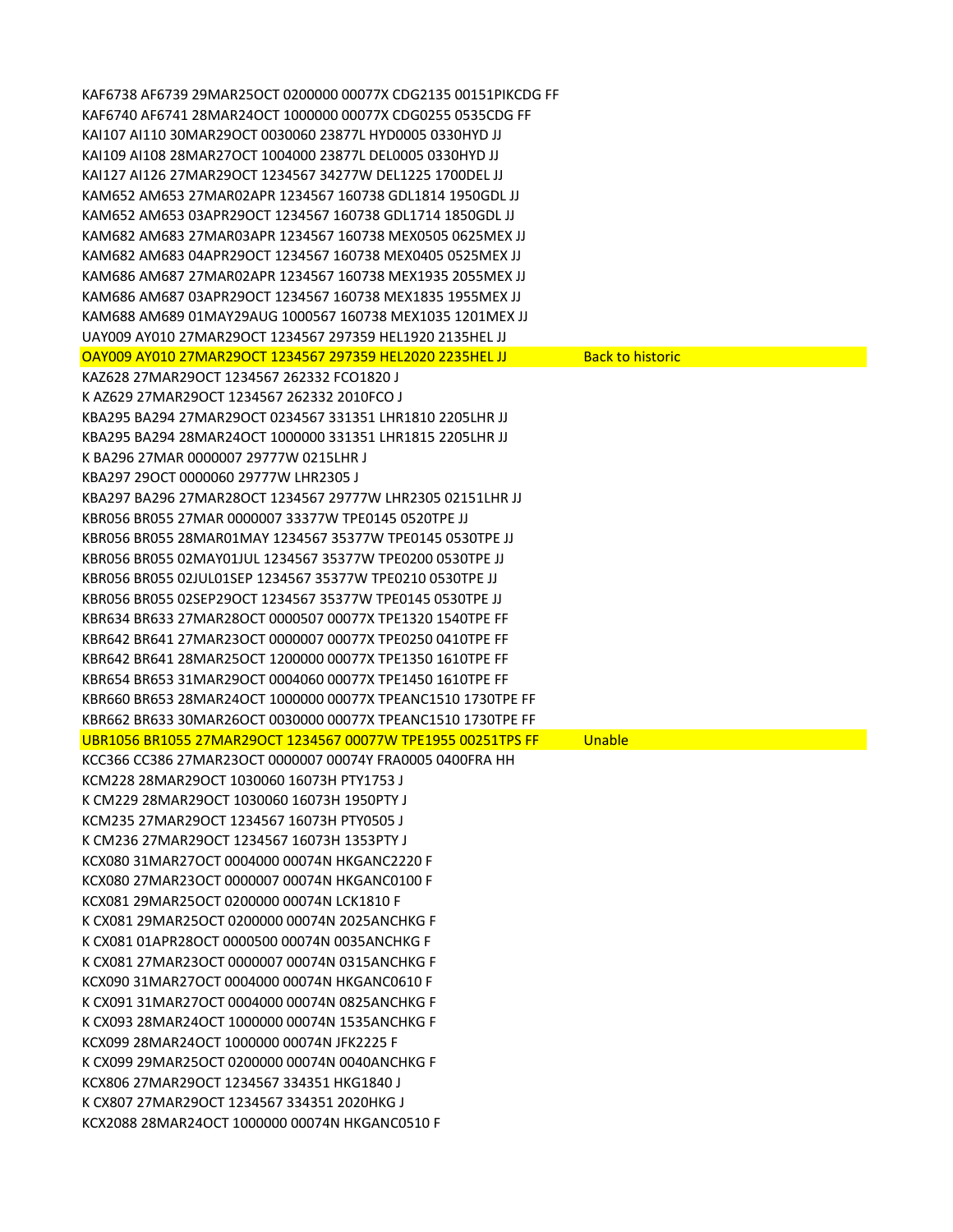KAF6738 AF6739 29MAR25OCT 0200000 00077X CDG2135 00151PIKCDG FF
KAF6740 AF6741 28MAR24OCT 1000000 00077X CDG0255 0535CDG FF
KAI107 AI110 30MAR29OCT 0030060 23877L HYD0005 0330HYD JJ
KAI109 AI108 28MAR27OCT 1004000 23877L DEL0005 0330HYD JJ
KAI127 AI126 27MAR29OCT 1234567 34277W DEL1225 1700DEL JJ
KAM652 AM653 27MAR02APR 1234567 160738 GDL1814 1950GDL JJ
KAM652 AM653 03APR29OCT 1234567 160738 GDL1714 1850GDL JJ
KAM682 AM683 27MAR03APR 1234567 160738 MEX0505 0625MEX JJ
KAM682 AM683 04APR29OCT 1234567 160738 MEX0405 0525MEX JJ
KAM686 AM687 27MAR02APR 1234567 160738 MEX1935 2055MEX JJ
KAM686 AM687 03APR29OCT 1234567 160738 MEX1835 1955MEX JJ
KAM688 AM689 01MAY29AUG 1000567 160738 MEX1035 1201MEX JJ
UAY009 AY010 27MAR29OCT 1234567 297359 HEL1920 2135HEL JJ
OAY009 AY010 27MAR29OCT 1234567 297359 HEL2020 2235HEL JJ Back to historic
KAZ628 27MAR29OCT 1234567 262332 FCO1820 J
K AZ629 27MAR29OCT 1234567 262332 2010FCO J
KBA295 BA294 27MAR29OCT 0234567 331351 LHR1810 2205LHR JJ
KBA295 BA294 28MAR24OCT 1000000 331351 LHR1815 2205LHR JJ
K BA296 27MAR 0000007 29777W 0215LHR J
KBA297 29OCT 0000060 29777W LHR2305 J
KBA297 BA296 27MAR28OCT 1234567 29777W LHR2305 02151LHR JJ
KBR056 BR055 27MAR 0000007 33377W TPE0145 0520TPE JJ
KBR056 BR055 28MAR01MAY 1234567 35377W TPE0145 0530TPE JJ
KBR056 BR055 02MAY01JUL 1234567 35377W TPE0200 0530TPE JJ
KBR056 BR055 02JUL01SEP 1234567 35377W TPE0210 0530TPE JJ
KBR056 BR055 02SEP29OCT 1234567 35377W TPE0145 0530TPE JJ
KBR634 BR633 27MAR28OCT 0000507 00077X TPE1320 1540TPE FF
KBR642 BR641 27MAR23OCT 0000007 00077X TPE0250 0410TPE FF
KBR642 BR641 28MAR25OCT 1200000 00077X TPE1350 1610TPE FF
KBR654 BR653 31MAR29OCT 0004060 00077X TPE1450 1610TPE FF
KBR660 BR653 28MAR24OCT 1000000 00077X TPEANC1510 1730TPE FF
KBR662 BR633 30MAR26OCT 0030000 00077X TPEANC1510 1730TPE FF
UBR1056 BR1055 27MAR29OCT 1234567 00077W TPE1955 00251TPS FF Unable
KCC366 CC386 27MAR23OCT 0000007 00074Y FRA0005 0400FRA HH
KCM228 28MAR29OCT 1030060 16073H PTY1753 J
K CM229 28MAR29OCT 1030060 16073H 1950PTY J
KCM235 27MAR29OCT 1234567 16073H PTY0505 J
K CM236 27MAR29OCT 1234567 16073H 1353PTY J
KCX080 31MAR27OCT 0004000 00074N HKGANC2220 F
KCX080 27MAR23OCT 0000007 00074N HKGANC0100 F
KCX081 29MAR25OCT 0200000 00074N LCK1810 F
K CX081 29MAR25OCT 0200000 00074N 2025ANCHKG F
K CX081 01APR28OCT 0000500 00074N 0035ANCHKG F
K CX081 27MAR23OCT 0000007 00074N 0315ANCHKG F
KCX090 31MAR27OCT 0004000 00074N HKGANC0610 F
K CX091 31MAR27OCT 0004000 00074N 0825ANCHKG F
K CX093 28MAR24OCT 1000000 00074N 1535ANCHKG F
KCX099 28MAR24OCT 1000000 00074N JFK2225 F
K CX099 29MAR25OCT 0200000 00074N 0040ANCHKG F
KCX806 27MAR29OCT 1234567 334351 HKG1840 J
K CX807 27MAR29OCT 1234567 334351 2020HKG J
KCX2088 28MAR24OCT 1000000 00074N HKGANC0510 F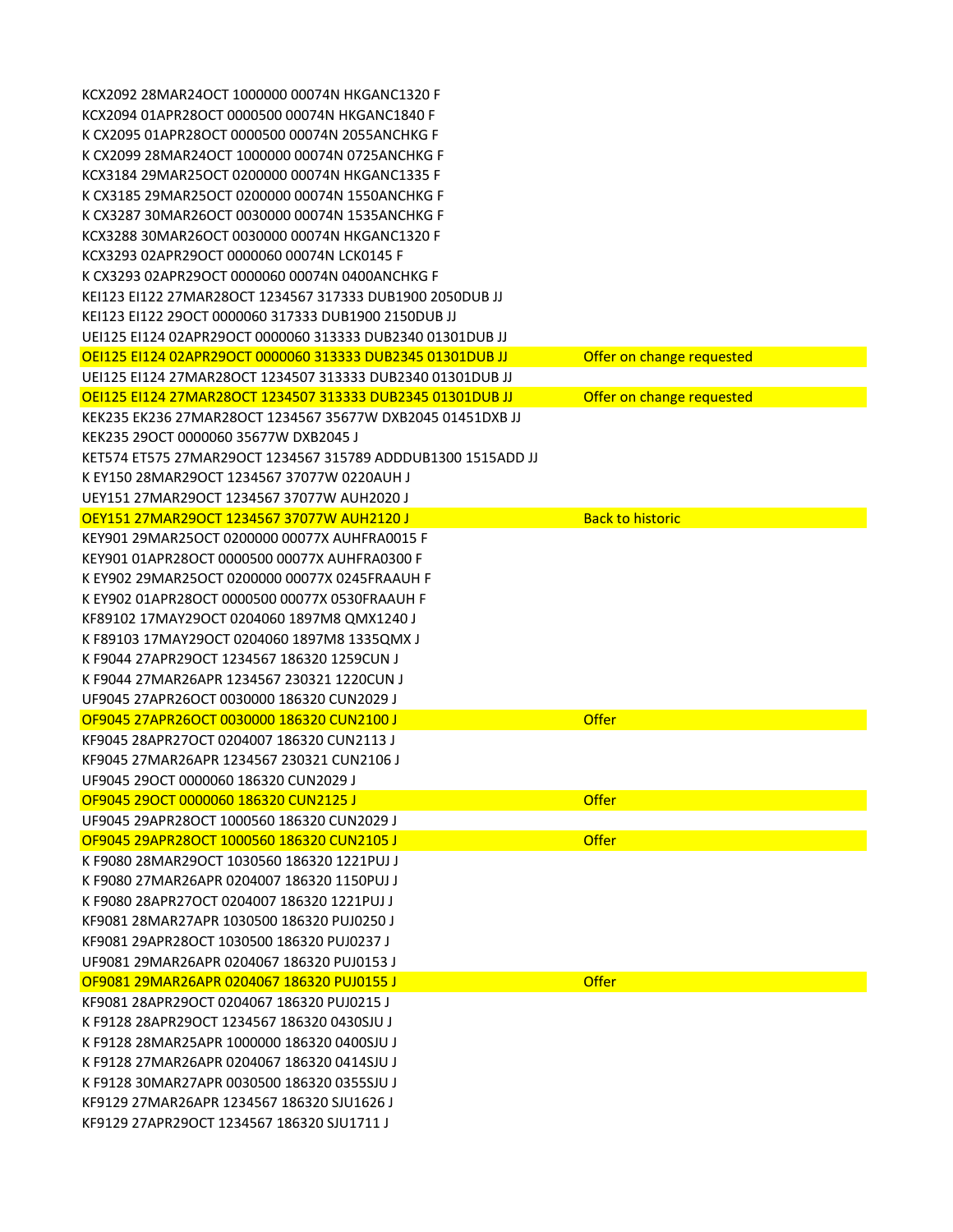| | |
|---|---|
| KCX2092 28MAR24OCT 1000000 00074N HKGANC1320 F | |
| KCX2094 01APR28OCT 0000500 00074N HKGANC1840 F | |
| K CX2095 01APR28OCT 0000500 00074N 2055ANCHKG F | |
| K CX2099 28MAR24OCT 1000000 00074N 0725ANCHKG F | |
| KCX3184 29MAR25OCT 0200000 00074N HKGANC1335 F | |
| K CX3185 29MAR25OCT 0200000 00074N 1550ANCHKG F | |
| K CX3287 30MAR26OCT 0030000 00074N 1535ANCHKG F | |
| KCX3288 30MAR26OCT 0030000 00074N HKGANC1320 F | |
| KCX3293 02APR29OCT 0000060 00074N LCK0145 F | |
| K CX3293 02APR29OCT 0000060 00074N 0400ANCHKG F | |
| KEI123 EI122 27MAR28OCT 1234567 317333 DUB1900 2050DUB JJ | |
| KEI123 EI122 29OCT 0000060 317333 DUB1900 2150DUB JJ | |
| UEI125 EI124 02APR29OCT 0000060 313333 DUB2340 01301DUB JJ | |
| OEI125 EI124 02APR29OCT 0000060 313333 DUB2345 01301DUB JJ | Offer on change requested |
| UEI125 EI124 27MAR28OCT 1234507 313333 DUB2340 01301DUB JJ | |
| OEI125 EI124 27MAR28OCT 1234507 313333 DUB2345 01301DUB JJ | Offer on change requested |
| KEK235 EK236 27MAR28OCT 1234567 35677W DXB2045 01451DXB JJ | |
| KEK235 29OCT 0000060 35677W DXB2045 J | |
| KET574 ET575 27MAR29OCT 1234567 315789 ADDDUB1300 1515ADD JJ | |
| K EY150 28MAR29OCT 1234567 37077W 0220AUH J | |
| UEY151 27MAR29OCT 1234567 37077W AUH2020 J | |
| OEY151 27MAR29OCT 1234567 37077W AUH2120 J | Back to historic |
| KEY901 29MAR25OCT 0200000 00077X AUHFRA0015 F | |
| KEY901 01APR28OCT 0000500 00077X AUHFRA0300 F | |
| K EY902 29MAR25OCT 0200000 00077X 0245FRAAUH F | |
| K EY902 01APR28OCT 0000500 00077X 0530FRAAUH F | |
| KF89102 17MAY29OCT 0204060 1897M8 QMX1240 J | |
| K F89103 17MAY29OCT 0204060 1897M8 1335QMX J | |
| K F9044 27APR29OCT 1234567 186320 1259CUN J | |
| K F9044 27MAR26APR 1234567 230321 1220CUN J | |
| UF9045 27APR26OCT 0030000 186320 CUN2029 J | |
| OF9045 27APR26OCT 0030000 186320 CUN2100 J | Offer |
| KF9045 28APR27OCT 0204007 186320 CUN2113 J | |
| KF9045 27MAR26APR 1234567 230321 CUN2106 J | |
| UF9045 29OCT 0000060 186320 CUN2029 J | |
| OF9045 29OCT 0000060 186320 CUN2125 J | Offer |
| UF9045 29APR28OCT 1000560 186320 CUN2029 J | |
| OF9045 29APR28OCT 1000560 186320 CUN2105 J | Offer |
| K F9080 28MAR29OCT 1030560 186320 1221PUJ J | |
| K F9080 27MAR26APR 0204007 186320 1150PUJ J | |
| K F9080 28APR27OCT 0204007 186320 1221PUJ J | |
| KF9081 28MAR27APR 1030500 186320 PUJ0250 J | |
| KF9081 29APR28OCT 1030500 186320 PUJ0237 J | |
| UF9081 29MAR26APR 0204067 186320 PUJ0153 J | |
| OF9081 29MAR26APR 0204067 186320 PUJ0155 J | Offer |
| KF9081 28APR29OCT 0204067 186320 PUJ0215 J | |
| K F9128 28APR29OCT 1234567 186320 0430SJU J | |
| K F9128 28MAR25APR 1000000 186320 0400SJU J | |
| K F9128 27MAR26APR 0204067 186320 0414SJU J | |
| K F9128 30MAR27APR 0030500 186320 0355SJU J | |
| KF9129 27MAR26APR 1234567 186320 SJU1626 J | |
| KF9129 27APR29OCT 1234567 186320 SJU1711 J | |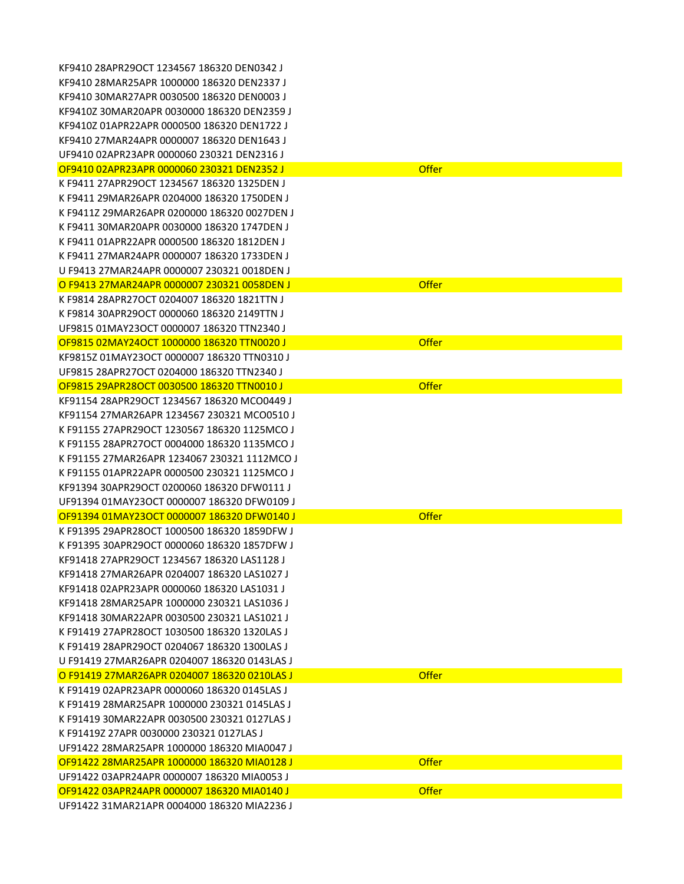| | |
|---|---|
| KF9410 28APR29OCT 1234567 186320 DEN0342 J | |
| KF9410 28MAR25APR 1000000 186320 DEN2337 J | |
| KF9410 30MAR27APR 0030500 186320 DEN0003 J | |
| KF9410Z 30MAR20APR 0030000 186320 DEN2359 J | |
| KF9410Z 01APR22APR 0000500 186320 DEN1722 J | |
| KF9410 27MAR24APR 0000007 186320 DEN1643 J | |
| UF9410 02APR23APR 0000060 230321 DEN2316 J | |
| OF9410 02APR23APR 0000060 230321 DEN2352 J | Offer |
| K F9411 27APR29OCT 1234567 186320 1325DEN J | |
| K F9411 29MAR26APR 0204000 186320 1750DEN J | |
| K F9411Z 29MAR26APR 0200000 186320 0027DEN J | |
| K F9411 30MAR20APR 0030000 186320 1747DEN J | |
| K F9411 01APR22APR 0000500 186320 1812DEN J | |
| K F9411 27MAR24APR 0000007 186320 1733DEN J | |
| U F9413 27MAR24APR 0000007 230321 0018DEN J | |
| O F9413 27MAR24APR 0000007 230321 0058DEN J | Offer |
| K F9814 28APR27OCT 0204007 186320 1821TTN J | |
| K F9814 30APR29OCT 0000060 186320 2149TTN J | |
| UF9815 01MAY23OCT 0000007 186320 TTN2340 J | |
| OF9815 02MAY24OCT 1000000 186320 TTN0020 J | Offer |
| KF9815Z 01MAY23OCT 0000007 186320 TTN0310 J | |
| UF9815 28APR27OCT 0204000 186320 TTN2340 J | |
| OF9815 29APR28OCT 0030500 186320 TTN0010 J | Offer |
| KF91154 28APR29OCT 1234567 186320 MCO0449 J | |
| KF91154 27MAR26APR 1234567 230321 MCO0510 J | |
| K F91155 27APR29OCT 1230567 186320 1125MCO J | |
| K F91155 28APR27OCT 0004000 186320 1135MCO J | |
| K F91155 27MAR26APR 1234067 230321 1112MCO J | |
| K F91155 01APR22APR 0000500 230321 1125MCO J | |
| KF91394 30APR29OCT 0200060 186320 DFW0111 J | |
| UF91394 01MAY23OCT 0000007 186320 DFW0109 J | |
| OF91394 01MAY23OCT 0000007 186320 DFW0140 J | Offer |
| K F91395 29APR28OCT 1000500 186320 1859DFW J | |
| K F91395 30APR29OCT 0000060 186320 1857DFW J | |
| KF91418 27APR29OCT 1234567 186320 LAS1128 J | |
| KF91418 27MAR26APR 0204007 186320 LAS1027 J | |
| KF91418 02APR23APR 0000060 186320 LAS1031 J | |
| KF91418 28MAR25APR 1000000 230321 LAS1036 J | |
| KF91418 30MAR22APR 0030500 230321 LAS1021 J | |
| K F91419 27APR28OCT 1030500 186320 1320LAS J | |
| K F91419 28APR29OCT 0204067 186320 1300LAS J | |
| U F91419 27MAR26APR 0204007 186320 0143LAS J | |
| O F91419 27MAR26APR 0204007 186320 0210LAS J | Offer |
| K F91419 02APR23APR 0000060 186320 0145LAS J | |
| K F91419 28MAR25APR 1000000 230321 0145LAS J | |
| K F91419 30MAR22APR 0030500 230321 0127LAS J | |
| K F91419Z 27APR 0030000 230321 0127LAS J | |
| UF91422 28MAR25APR 1000000 186320 MIA0047 J | |
| OF91422 28MAR25APR 1000000 186320 MIA0128 J | Offer |
| UF91422 03APR24APR 0000007 186320 MIA0053 J | |
| OF91422 03APR24APR 0000007 186320 MIA0140 J | Offer |
| UF91422 31MAR21APR 0004000 186320 MIA2236 J | |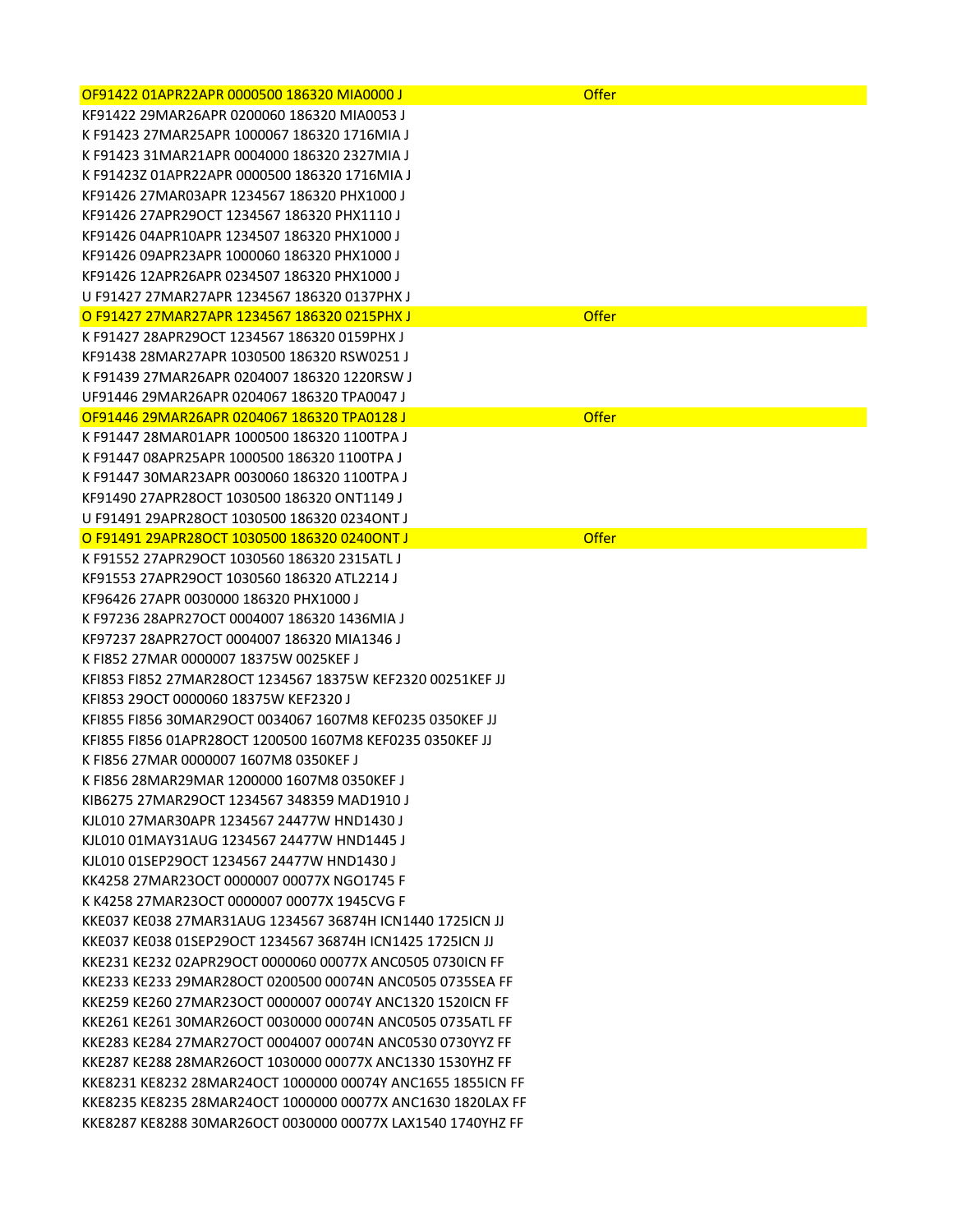| | |
|---|---|
| OF91422 01APR22APR 0000500 186320 MIA0000 J | Offer |
| KF91422 29MAR26APR 0200060 186320 MIA0053 J | |
| K F91423 27MAR25APR 1000067 186320 1716MIA J | |
| K F91423 31MAR21APR 0004000 186320 2327MIA J | |
| K F91423Z 01APR22APR 0000500 186320 1716MIA J | |
| KF91426 27MAR03APR 1234567 186320 PHX1000 J | |
| KF91426 27APR29OCT 1234567 186320 PHX1110 J | |
| KF91426 04APR10APR 1234507 186320 PHX1000 J | |
| KF91426 09APR23APR 1000060 186320 PHX1000 J | |
| KF91426 12APR26APR 0234507 186320 PHX1000 J | |
| U F91427 27MAR27APR 1234567 186320 0137PHX J | |
| O F91427 27MAR27APR 1234567 186320 0215PHX J | Offer |
| K F91427 28APR29OCT 1234567 186320 0159PHX J | |
| KF91438 28MAR27APR 1030500 186320 RSW0251 J | |
| K F91439 27MAR26APR 0204007 186320 1220RSW J | |
| UF91446 29MAR26APR 0204067 186320 TPA0047 J | |
| OF91446 29MAR26APR 0204067 186320 TPA0128 J | Offer |
| K F91447 28MAR01APR 1000500 186320 1100TPA J | |
| K F91447 08APR25APR 1000500 186320 1100TPA J | |
| K F91447 30MAR23APR 0030060 186320 1100TPA J | |
| KF91490 27APR28OCT 1030500 186320 ONT1149 J | |
| U F91491 29APR28OCT 1030500 186320 0234ONT J | |
| O F91491 29APR28OCT 1030500 186320 0240ONT J | Offer |
| K F91552 27APR29OCT 1030560 186320 2315ATL J | |
| KF91553 27APR29OCT 1030560 186320 ATL2214 J | |
| KF96426 27APR 0030000 186320 PHX1000 J | |
| K F97236 28APR27OCT 0004007 186320 1436MIA J | |
| KF97237 28APR27OCT 0004007 186320 MIA1346 J | |
| K FI852 27MAR 0000007 18375W 0025KEF J | |
| KFI853 FI852 27MAR28OCT 1234567 18375W KEF2320 00251KEF JJ | |
| KFI853 29OCT 0000060 18375W KEF2320 J | |
| KFI855 FI856 30MAR29OCT 0034067 1607M8 KEF0235 0350KEF JJ | |
| KFI855 FI856 01APR28OCT 1200500 1607M8 KEF0235 0350KEF JJ | |
| K FI856 27MAR 0000007 1607M8 0350KEF J | |
| K FI856 28MAR29MAR 1200000 1607M8 0350KEF J | |
| KIB6275 27MAR29OCT 1234567 348359 MAD1910 J | |
| KJL010 27MAR30APR 1234567 24477W HND1430 J | |
| KJL010 01MAY31AUG 1234567 24477W HND1445 J | |
| KJL010 01SEP29OCT 1234567 24477W HND1430 J | |
| KK4258 27MAR23OCT 0000007 00077X NGO1745 F | |
| K K4258 27MAR23OCT 0000007 00077X 1945CVG F | |
| KKE037 KE038 27MAR31AUG 1234567 36874H ICN1440 1725ICN JJ | |
| KKE037 KE038 01SEP29OCT 1234567 36874H ICN1425 1725ICN JJ | |
| KKE231 KE232 02APR29OCT 0000060 00077X ANC0505 0730ICN FF | |
| KKE233 KE233 29MAR28OCT 0200500 00074N ANC0505 0735SEA FF | |
| KKE259 KE260 27MAR23OCT 0000007 00074Y ANC1320 1520ICN FF | |
| KKE261 KE261 30MAR26OCT 0030000 00074N ANC0505 0735ATL FF | |
| KKE283 KE284 27MAR27OCT 0004007 00074N ANC0530 0730YYZ FF | |
| KKE287 KE288 28MAR26OCT 1030000 00077X ANC1330 1530YHZ FF | |
| KKE8231 KE8232 28MAR24OCT 1000000 00074Y ANC1655 1855ICN FF | |
| KKE8235 KE8235 28MAR24OCT 1000000 00077X ANC1630 1820LAX FF | |
| KKE8287 KE8288 30MAR26OCT 0030000 00077X LAX1540 1740YHZ FF | |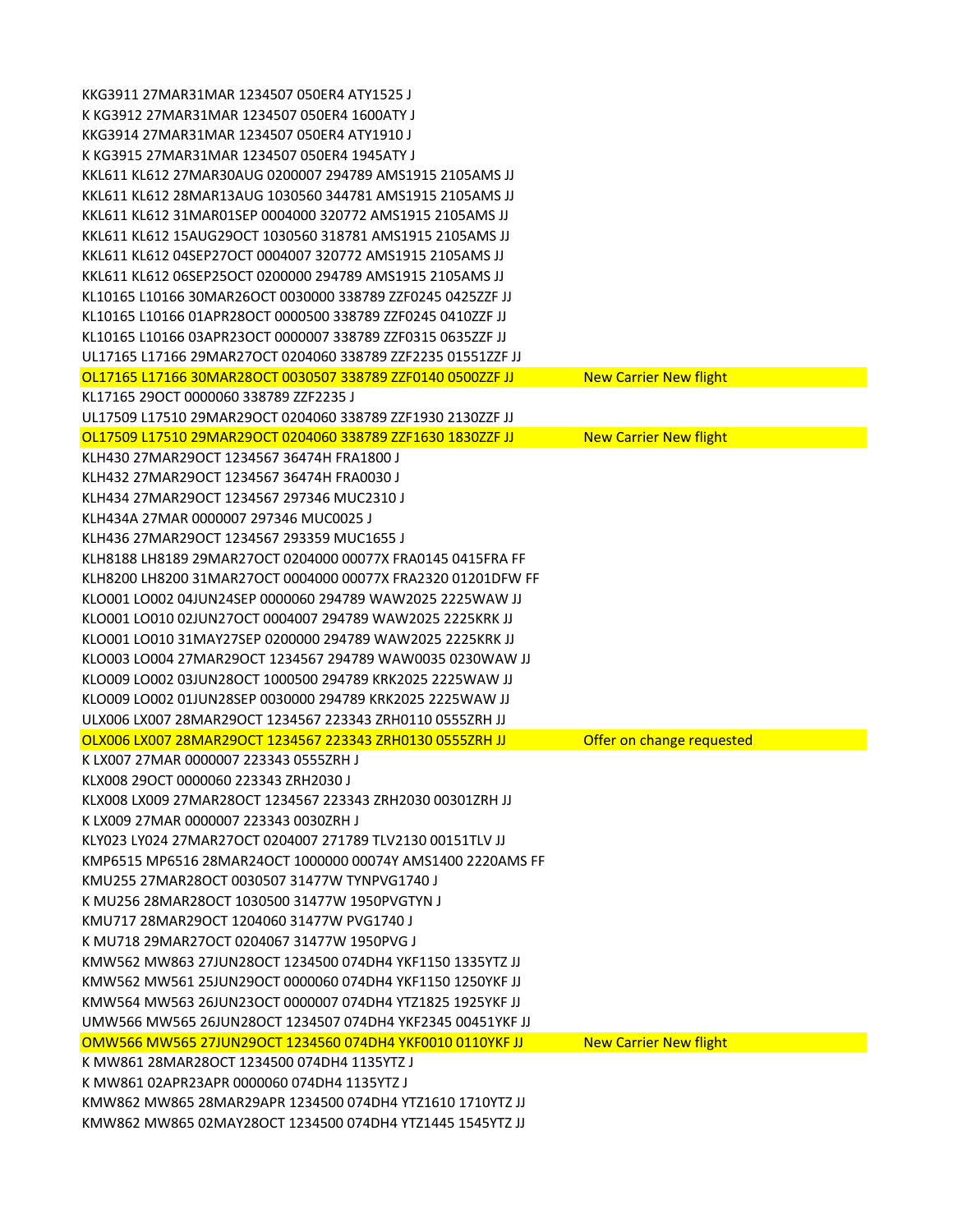```
KKG3911 27MAR31MAR 1234507 050ER4 ATY1525 J
K KG3912 27MAR31MAR 1234507 050ER4 1600ATY J
KKG3914 27MAR31MAR 1234507 050ER4 ATY1910 J
K KG3915 27MAR31MAR 1234507 050ER4 1945ATY J
KKL611 KL612 27MAR30AUG 0200007 294789 AMS1915 2105AMS JJ
KKL611 KL612 28MAR13AUG 1030560 344781 AMS1915 2105AMS JJ
KKL611 KL612 31MAR01SEP 0004000 320772 AMS1915 2105AMS JJ
KKL611 KL612 15AUG29OCT 1030560 318781 AMS1915 2105AMS JJ
KKL611 KL612 04SEP27OCT 0004007 320772 AMS1915 2105AMS JJ
KKL611 KL612 06SEP25OCT 0200000 294789 AMS1915 2105AMS JJ
KL10165 L10166 30MAR26OCT 0030000 338789 ZZF0245 0425ZZF JJ
KL10165 L10166 01APR28OCT 0000500 338789 ZZF0245 0410ZZF JJ
KL10165 L10166 03APR23OCT 0000007 338789 ZZF0315 0635ZZF JJ
UL17165 L17166 29MAR27OCT 0204060 338789 ZZF2235 01551ZZF JJ
OL17165 L17166 30MAR28OCT 0030507 338789 ZZF0140 0500ZZF JJ        New Carrier New flight
KL17165 29OCT 0000060 338789 ZZF2235 J
UL17509 L17510 29MAR29OCT 0204060 338789 ZZF1930 2130ZZF JJ
OL17509 L17510 29MAR29OCT 0204060 338789 ZZF1630 1830ZZF JJ        New Carrier New flight
KLH430 27MAR29OCT 1234567 36474H FRA1800 J
KLH432 27MAR29OCT 1234567 36474H FRA0030 J
KLH434 27MAR29OCT 1234567 297346 MUC2310 J
KLH434A 27MAR 0000007 297346 MUC0025 J
KLH436 27MAR29OCT 1234567 293359 MUC1655 J
KLH8188 LH8189 29MAR27OCT 0204000 00077X FRA0145 0415FRA FF
KLH8200 LH8200 31MAR27OCT 0004000 00077X FRA2320 01201DFW FF
KLO001 LO002 04JUN24SEP 0000060 294789 WAW2025 2225WAW JJ
KLO001 LO010 02JUN27OCT 0004007 294789 WAW2025 2225KRK JJ
KLO001 LO010 31MAY27SEP 0200000 294789 WAW2025 2225KRK JJ
KLO003 LO004 27MAR29OCT 1234567 294789 WAW0035 0230WAW JJ
KLO009 LO002 03JUN28OCT 1000500 294789 KRK2025 2225WAW JJ
KLO009 LO002 01JUN28SEP 0030000 294789 KRK2025 2225WAW JJ
ULX006 LX007 28MAR29OCT 1234567 223343 ZRH0110 0555ZRH JJ
OLX006 LX007 28MAR29OCT 1234567 223343 ZRH0130 0555ZRH JJ         Offer on change requested
K LX007 27MAR 0000007 223343 0555ZRH J
KLX008 29OCT 0000060 223343 ZRH2030 J
KLX008 LX009 27MAR28OCT 1234567 223343 ZRH2030 00301ZRH JJ
K LX009 27MAR 0000007 223343 0030ZRH J
KLY023 LY024 27MAR27OCT 0204007 271789 TLV2130 00151TLV JJ
KMP6515 MP6516 28MAR24OCT 1000000 00074Y AMS1400 2220AMS FF
KMU255 27MAR28OCT 0030507 31477W TYNPVG1740 J
K MU256 28MAR28OCT 1030500 31477W 1950PVGTYN J
KMU717 28MAR29OCT 1204060 31477W PVG1740 J
K MU718 29MAR27OCT 0204067 31477W 1950PVG J
KMW562 MW863 27JUN28OCT 1234500 074DH4 YKF1150 1335YTZ JJ
KMW562 MW561 25JUN29OCT 0000060 074DH4 YKF1150 1250YKF JJ
KMW564 MW563 26JUN23OCT 0000007 074DH4 YTZ1825 1925YKF JJ
UMW566 MW565 26JUN28OCT 1234507 074DH4 YKF2345 00451YKF JJ
OMW566 MW565 27JUN29OCT 1234560 074DH4 YKF0010 0110YKF JJ         New Carrier New flight
K MW861 28MAR28OCT 1234500 074DH4 1135YTZ J
K MW861 02APR23APR 0000060 074DH4 1135YTZ J
KMW862 MW865 28MAR29APR 1234500 074DH4 YTZ1610 1710YTZ JJ
KMW862 MW865 02MAY28OCT 1234500 074DH4 YTZ1445 1545YTZ JJ
```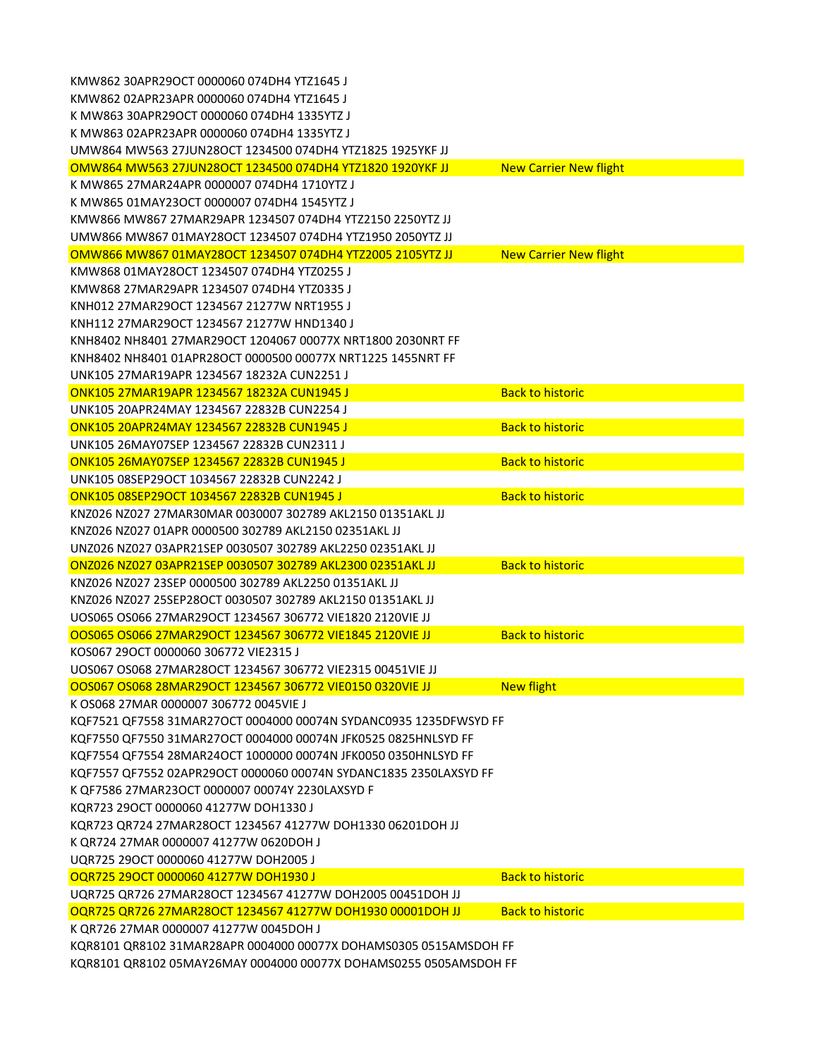KMW862 30APR29OCT 0000060 074DH4 YTZ1645 J
KMW862 02APR23APR 0000060 074DH4 YTZ1645 J
K MW863 30APR29OCT 0000060 074DH4 1335YTZ J
K MW863 02APR23APR 0000060 074DH4 1335YTZ J
UMW864 MW563 27JUN28OCT 1234500 074DH4 YTZ1825 1925YKF JJ
OMW864 MW563 27JUN28OCT 1234500 074DH4 YTZ1820 1920YKF JJ New Carrier New flight
K MW865 27MAR24APR 0000007 074DH4 1710YTZ J
K MW865 01MAY23OCT 0000007 074DH4 1545YTZ J
KMW866 MW867 27MAR29APR 1234507 074DH4 YTZ2150 2250YTZ JJ
UMW866 MW867 01MAY28OCT 1234507 074DH4 YTZ1950 2050YTZ JJ
OMW866 MW867 01MAY28OCT 1234507 074DH4 YTZ2005 2105YTZ JJ New Carrier New flight
KMW868 01MAY28OCT 1234507 074DH4 YTZ0255 J
KMW868 27MAR29APR 1234507 074DH4 YTZ0335 J
KNH012 27MAR29OCT 1234567 21277W NRT1955 J
KNH112 27MAR29OCT 1234567 21277W HND1340 J
KNH8402 NH8401 27MAR29OCT 1204067 00077X NRT1800 2030NRT FF
KNH8402 NH8401 01APR28OCT 0000500 00077X NRT1225 1455NRT FF
UNK105 27MAR19APR 1234567 18232A CUN2251 J
ONK105 27MAR19APR 1234567 18232A CUN1945 J Back to historic
UNK105 20APR24MAY 1234567 22832B CUN2254 J
ONK105 20APR24MAY 1234567 22832B CUN1945 J Back to historic
UNK105 26MAY07SEP 1234567 22832B CUN2311 J
ONK105 26MAY07SEP 1234567 22832B CUN1945 J Back to historic
UNK105 08SEP29OCT 1034567 22832B CUN2242 J
ONK105 08SEP29OCT 1034567 22832B CUN1945 J Back to historic
KNZ026 NZ027 27MAR30MAR 0030007 302789 AKL2150 01351AKL JJ
KNZ026 NZ027 01APR 0000500 302789 AKL2150 02351AKL JJ
UNZ026 NZ027 03APR21SEP 0030507 302789 AKL2250 02351AKL JJ
ONZ026 NZ027 03APR21SEP 0030507 302789 AKL2300 02351AKL JJ Back to historic
KNZ026 NZ027 23SEP 0000500 302789 AKL2250 01351AKL JJ
KNZ026 NZ027 25SEP28OCT 0030507 302789 AKL2150 01351AKL JJ
UOS065 OS066 27MAR29OCT 1234567 306772 VIE1820 2120VIE JJ
OOS065 OS066 27MAR29OCT 1234567 306772 VIE1845 2120VIE JJ Back to historic
KOS067 29OCT 0000060 306772 VIE2315 J
UOS067 OS068 27MAR28OCT 1234567 306772 VIE2315 00451VIE JJ
OOS067 OS068 28MAR29OCT 1234567 306772 VIE0150 0320VIE JJ New flight
K OS068 27MAR 0000007 306772 0045VIE J
KQF7521 QF7558 31MAR27OCT 0004000 00074N SYDANC0935 1235DFWSYD FF
KQF7550 QF7550 31MAR27OCT 0004000 00074N JFK0525 0825HNLSYD FF
KQF7554 QF7554 28MAR24OCT 1000000 00074N JFK0050 0350HNLSYD FF
KQF7557 QF7552 02APR29OCT 0000060 00074N SYDANC1835 2350LAXSYD FF
K QF7586 27MAR23OCT 0000007 00074Y 2230LAXSYD F
KQR723 29OCT 0000060 41277W DOH1330 J
KQR723 QR724 27MAR28OCT 1234567 41277W DOH1330 06201DOH JJ
K QR724 27MAR 0000007 41277W 0620DOH J
UQR725 29OCT 0000060 41277W DOH2005 J
OQR725 29OCT 0000060 41277W DOH1930 J Back to historic
UQR725 QR726 27MAR28OCT 1234567 41277W DOH2005 00451DOH JJ
OQR725 QR726 27MAR28OCT 1234567 41277W DOH1930 00001DOH JJ Back to historic
K QR726 27MAR 0000007 41277W 0045DOH J
KQR8101 QR8102 31MAR28APR 0004000 00077X DOHAMS0305 0515AMSDOH FF
KQR8101 QR8102 05MAY26MAY 0004000 00077X DOHAMS0255 0505AMSDOH FF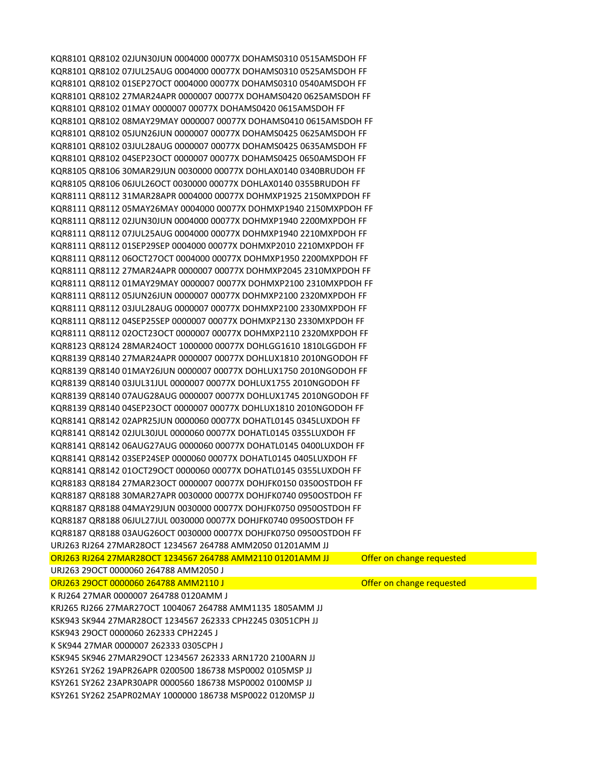```
KQR8101 QR8102 02JUN30JUN 0004000 00077X DOHAMS0310 0515AMSDOH FF
KQR8101 QR8102 07JUL25AUG 0004000 00077X DOHAMS0310 0525AMSDOH FF
KQR8101 QR8102 01SEP27OCT 0004000 00077X DOHAMS0310 0540AMSDOH FF
KQR8101 QR8102 27MAR24APR 0000007 00077X DOHAMS0420 0625AMSDOH FF
KQR8101 QR8102 01MAY 0000007 00077X DOHAMS0420 0615AMSDOH FF
KQR8101 QR8102 08MAY29MAY 0000007 00077X DOHAMS0410 0615AMSDOH FF
KQR8101 QR8102 05JUN26JUN 0000007 00077X DOHAMS0425 0625AMSDOH FF
KQR8101 QR8102 03JUL28AUG 0000007 00077X DOHAMS0425 0635AMSDOH FF
KQR8101 QR8102 04SEP23OCT 0000007 00077X DOHAMS0425 0650AMSDOH FF
KQR8105 QR8106 30MAR29JUN 0030000 00077X DOHLAX0140 0340BRUDOH FF
KQR8105 QR8106 06JUL26OCT 0030000 00077X DOHLAX0140 0355BRUDOH FF
KQR8111 QR8112 31MAR28APR 0004000 00077X DOHMXP1925 2150MXPDOH FF
KQR8111 QR8112 05MAY26MAY 0004000 00077X DOHMXP1940 2150MXPDOH FF
KQR8111 QR8112 02JUN30JUN 0004000 00077X DOHMXP1940 2200MXPDOH FF
KQR8111 QR8112 07JUL25AUG 0004000 00077X DOHMXP1940 2210MXPDOH FF
KQR8111 QR8112 01SEP29SEP 0004000 00077X DOHMXP2010 2210MXPDOH FF
KQR8111 QR8112 06OCT27OCT 0004000 00077X DOHMXP1950 2200MXPDOH FF
KQR8111 QR8112 27MAR24APR 0000007 00077X DOHMXP2045 2310MXPDOH FF
KQR8111 QR8112 01MAY29MAY 0000007 00077X DOHMXP2100 2310MXPDOH FF
KQR8111 QR8112 05JUN26JUN 0000007 00077X DOHMXP2100 2320MXPDOH FF
KQR8111 QR8112 03JUL28AUG 0000007 00077X DOHMXP2100 2330MXPDOH FF
KQR8111 QR8112 04SEP25SEP 0000007 00077X DOHMXP2130 2330MXPDOH FF
KQR8111 QR8112 02OCT23OCT 0000007 00077X DOHMXP2110 2320MXPDOH FF
KQR8123 QR8124 28MAR24OCT 1000000 00077X DOHLGG1610 1810LGGDOH FF
KQR8139 QR8140 27MAR24APR 0000007 00077X DOHLUX1810 2010NGODOH FF
KQR8139 QR8140 01MAY26JUN 0000007 00077X DOHLUX1750 2010NGODOH FF
KQR8139 QR8140 03JUL31JUL 0000007 00077X DOHLUX1755 2010NGODOH FF
KQR8139 QR8140 07AUG28AUG 0000007 00077X DOHLUX1745 2010NGODOH FF
KQR8139 QR8140 04SEP23OCT 0000007 00077X DOHLUX1810 2010NGODOH FF
KQR8141 QR8142 02APR25JUN 0000060 00077X DOHATL0145 0345LUXDOH FF
KQR8141 QR8142 02JUL30JUL 0000060 00077X DOHATL0145 0355LUXDOH FF
KQR8141 QR8142 06AUG27AUG 0000060 00077X DOHATL0145 0400LUXDOH FF
KQR8141 QR8142 03SEP24SEP 0000060 00077X DOHATL0145 0405LUXDOH FF
KQR8141 QR8142 01OCT29OCT 0000060 00077X DOHATL0145 0355LUXDOH FF
KQR8183 QR8184 27MAR23OCT 0000007 00077X DOHJFK0150 0350OSTDOH FF
KQR8187 QR8188 30MAR27APR 0030000 00077X DOHJFK0740 0950OSTDOH FF
KQR8187 QR8188 04MAY29JUN 0030000 00077X DOHJFK0750 0950OSTDOH FF
KQR8187 QR8188 06JUL27JUL 0030000 00077X DOHJFK0740 0950OSTDOH FF
KQR8187 QR8188 03AUG26OCT 0030000 00077X DOHJFK0750 0950OSTDOH FF
URJ263 RJ264 27MAR28OCT 1234567 264788 AMM2050 01201AMM JJ
ORJ263 RJ264 27MAR28OCT 1234567 264788 AMM2110 01201AMM JJ          Offer on change requested
URJ263 29OCT 0000060 264788 AMM2050 J
ORJ263 29OCT 0000060 264788 AMM2110 J                               Offer on change requested
K RJ264 27MAR 0000007 264788 0120AMM J
KRJ265 RJ266 27MAR27OCT 1004067 264788 AMM1135 1805AMM JJ
KSK943 SK944 27MAR28OCT 1234567 262333 CPH2245 03051CPH JJ
KSK943 29OCT 0000060 262333 CPH2245 J
K SK944 27MAR 0000007 262333 0305CPH J
KSK945 SK946 27MAR29OCT 1234567 262333 ARN1720 2100ARN JJ
KSY261 SY262 19APR26APR 0200500 186738 MSP0002 0105MSP JJ
KSY261 SY262 23APR30APR 0000560 186738 MSP0002 0100MSP JJ
KSY261 SY262 25APR02MAY 1000000 186738 MSP0022 0120MSP JJ
```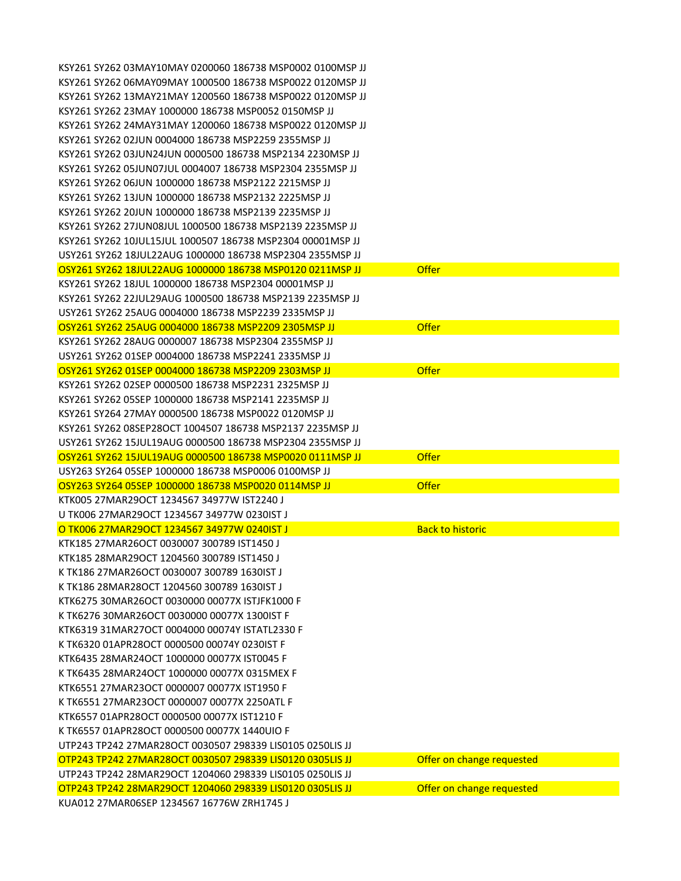| | |
|---|---|
| KSY261 SY262 03MAY10MAY 0200060 186738 MSP0002 0100MSP JJ | |
| KSY261 SY262 06MAY09MAY 1000500 186738 MSP0022 0120MSP JJ | |
| KSY261 SY262 13MAY21MAY 1200560 186738 MSP0022 0120MSP JJ | |
| KSY261 SY262 23MAY 1000000 186738 MSP0052 0150MSP JJ | |
| KSY261 SY262 24MAY31MAY 1200060 186738 MSP0022 0120MSP JJ | |
| KSY261 SY262 02JUN 0004000 186738 MSP2259 2355MSP JJ | |
| KSY261 SY262 03JUN24JUN 0000500 186738 MSP2134 2230MSP JJ | |
| KSY261 SY262 05JUN07JUL 0004007 186738 MSP2304 2355MSP JJ | |
| KSY261 SY262 06JUN 1000000 186738 MSP2122 2215MSP JJ | |
| KSY261 SY262 13JUN 1000000 186738 MSP2132 2225MSP JJ | |
| KSY261 SY262 20JUN 1000000 186738 MSP2139 2235MSP JJ | |
| KSY261 SY262 27JUN08JUL 1000500 186738 MSP2139 2235MSP JJ | |
| KSY261 SY262 10JUL15JUL 1000507 186738 MSP2304 00001MSP JJ | |
| USY261 SY262 18JUL22AUG 1000000 186738 MSP2304 2355MSP JJ | |
| OSY261 SY262 18JUL22AUG 1000000 186738 MSP0120 0211MSP JJ | Offer |
| KSY261 SY262 18JUL 1000000 186738 MSP2304 00001MSP JJ | |
| KSY261 SY262 22JUL29AUG 1000500 186738 MSP2139 2235MSP JJ | |
| USY261 SY262 25AUG 0004000 186738 MSP2239 2335MSP JJ | |
| OSY261 SY262 25AUG 0004000 186738 MSP2209 2305MSP JJ | Offer |
| KSY261 SY262 28AUG 0000007 186738 MSP2304 2355MSP JJ | |
| USY261 SY262 01SEP 0004000 186738 MSP2241 2335MSP JJ | |
| OSY261 SY262 01SEP 0004000 186738 MSP2209 2303MSP JJ | Offer |
| KSY261 SY262 02SEP 0000500 186738 MSP2231 2325MSP JJ | |
| KSY261 SY262 05SEP 1000000 186738 MSP2141 2235MSP JJ | |
| KSY261 SY264 27MAY 0000500 186738 MSP0022 0120MSP JJ | |
| KSY261 SY262 08SEP28OCT 1004507 186738 MSP2137 2235MSP JJ | |
| USY261 SY262 15JUL19AUG 0000500 186738 MSP2304 2355MSP JJ | |
| OSY261 SY262 15JUL19AUG 0000500 186738 MSP0020 0111MSP JJ | Offer |
| USY263 SY264 05SEP 1000000 186738 MSP0006 0100MSP JJ | |
| OSY263 SY264 05SEP 1000000 186738 MSP0020 0114MSP JJ | Offer |
| KTK005 27MAR29OCT 1234567 34977W IST2240 J | |
| U TK006 27MAR29OCT 1234567 34977W 0230IST J | |
| O TK006 27MAR29OCT 1234567 34977W 0240IST J | Back to historic |
| KTK185 27MAR26OCT 0030007 300789 IST1450 J | |
| KTK185 28MAR29OCT 1204560 300789 IST1450 J | |
| K TK186 27MAR26OCT 0030007 300789 1630IST J | |
| K TK186 28MAR28OCT 1204560 300789 1630IST J | |
| KTK6275 30MAR26OCT 0030000 00077X ISTJFK1000 F | |
| K TK6276 30MAR26OCT 0030000 00077X 1300IST F | |
| KTK6319 31MAR27OCT 0004000 00074Y ISTATL2330 F | |
| K TK6320 01APR28OCT 0000500 00074Y 0230IST F | |
| KTK6435 28MAR24OCT 1000000 00077X IST0045 F | |
| K TK6435 28MAR24OCT 1000000 00077X 0315MEX F | |
| KTK6551 27MAR23OCT 0000007 00077X IST1950 F | |
| K TK6551 27MAR23OCT 0000007 00077X 2250ATL F | |
| KTK6557 01APR28OCT 0000500 00077X IST1210 F | |
| K TK6557 01APR28OCT 0000500 00077X 1440UIO F | |
| UTP243 TP242 27MAR28OCT 0030507 298339 LIS0105 0250LIS JJ | |
| OTP243 TP242 27MAR28OCT 0030507 298339 LIS0120 0305LIS JJ | Offer on change requested |
| UTP243 TP242 28MAR29OCT 1204060 298339 LIS0105 0250LIS JJ | |
| OTP243 TP242 28MAR29OCT 1204060 298339 LIS0120 0305LIS JJ | Offer on change requested |
| KUA012 27MAR06SEP 1234567 16776W ZRH1745 J | |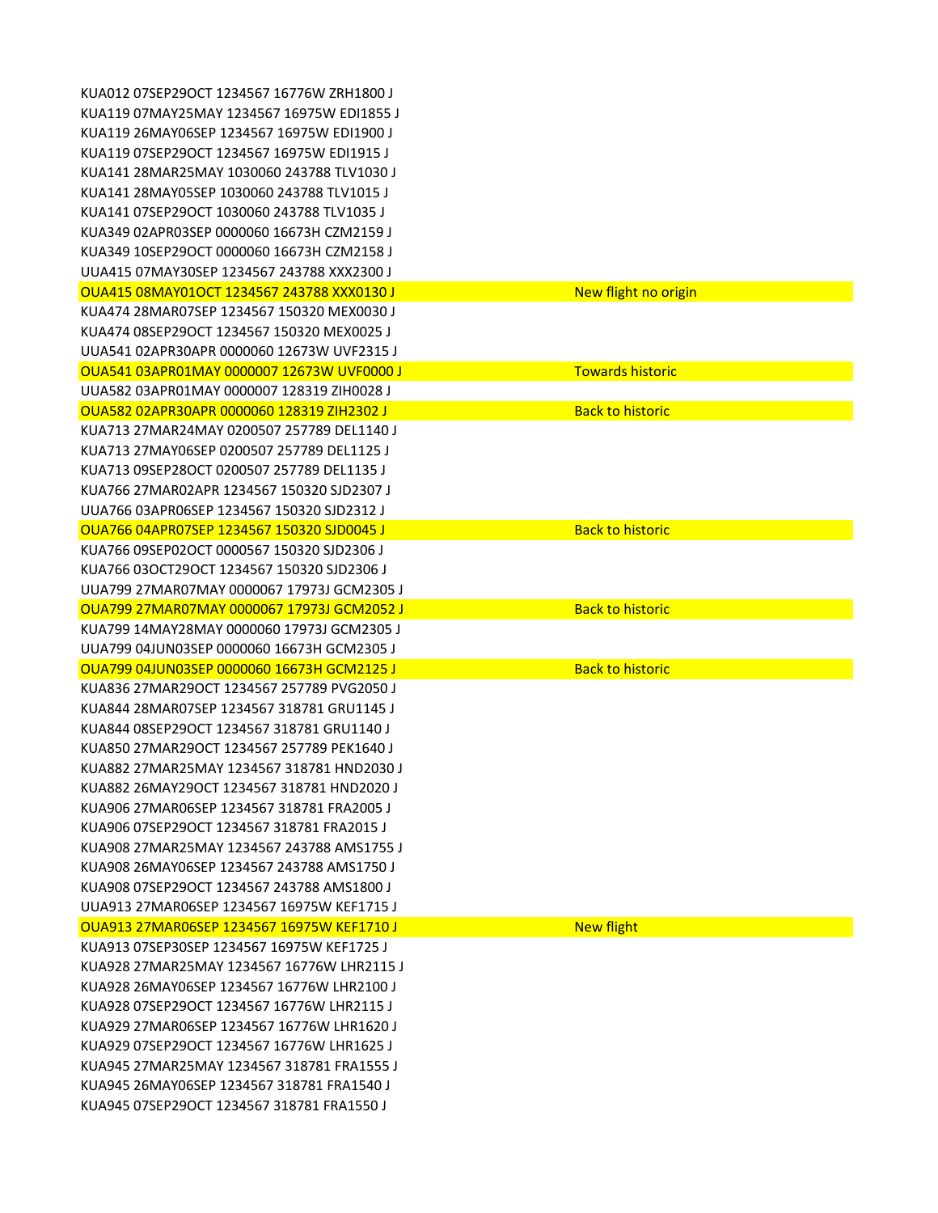KUA012 07SEP29OCT 1234567 16776W ZRH1800 J
KUA119 07MAY25MAY 1234567 16975W EDI1855 J
KUA119 26MAY06SEP 1234567 16975W EDI1900 J
KUA119 07SEP29OCT 1234567 16975W EDI1915 J
KUA141 28MAR25MAY 1030060 243788 TLV1030 J
KUA141 28MAY05SEP 1030060 243788 TLV1015 J
KUA141 07SEP29OCT 1030060 243788 TLV1035 J
KUA349 02APR03SEP 0000060 16673H CZM2159 J
KUA349 10SEP29OCT 0000060 16673H CZM2158 J
UUA415 07MAY30SEP 1234567 243788 XXX2300 J

| | |
|---|---|
| OUA415 08MAY01OCT 1234567 243788 XXX0130 J | New flight no origin |

KUA474 28MAR07SEP 1234567 150320 MEX0030 J
KUA474 08SEP29OCT 1234567 150320 MEX0025 J
UUA541 02APR30APR 0000060 12673W UVF2315 J

| | |
|---|---|
| OUA541 03APR01MAY 0000007 12673W UVF0000 J | Towards historic |

UUA582 03APR01MAY 0000007 128319 ZIH0028 J

| | |
|---|---|
| OUA582 02APR30APR 0000060 128319 ZIH2302 J | Back to historic |

KUA713 27MAR24MAY 0200507 257789 DEL1140 J
KUA713 27MAY06SEP 0200507 257789 DEL1125 J
KUA713 09SEP28OCT 0200507 257789 DEL1135 J
KUA766 27MAR02APR 1234567 150320 SJD2307 J
UUA766 03APR06SEP 1234567 150320 SJD2312 J

| | |
|---|---|
| OUA766 04APR07SEP 1234567 150320 SJD0045 J | Back to historic |

KUA766 09SEP02OCT 0000567 150320 SJD2306 J
KUA766 03OCT29OCT 1234567 150320 SJD2306 J
UUA799 27MAR07MAY 0000067 17973J GCM2305 J

| | |
|---|---|
| OUA799 27MAR07MAY 0000067 17973J GCM2052 J | Back to historic |

KUA799 14MAY28MAY 0000060 17973J GCM2305 J
UUA799 04JUN03SEP 0000060 16673H GCM2305 J

| | |
|---|---|
| OUA799 04JUN03SEP 0000060 16673H GCM2125 J | Back to historic |

KUA836 27MAR29OCT 1234567 257789 PVG2050 J
KUA844 28MAR07SEP 1234567 318781 GRU1145 J
KUA844 08SEP29OCT 1234567 318781 GRU1140 J
KUA850 27MAR29OCT 1234567 257789 PEK1640 J
KUA882 27MAR25MAY 1234567 318781 HND2030 J
KUA882 26MAY29OCT 1234567 318781 HND2020 J
KUA906 27MAR06SEP 1234567 318781 FRA2005 J
KUA906 07SEP29OCT 1234567 318781 FRA2015 J
KUA908 27MAR25MAY 1234567 243788 AMS1755 J
KUA908 26MAY06SEP 1234567 243788 AMS1750 J
KUA908 07SEP29OCT 1234567 243788 AMS1800 J
UUA913 27MAR06SEP 1234567 16975W KEF1715 J

| | |
|---|---|
| OUA913 27MAR06SEP 1234567 16975W KEF1710 J | New flight |

KUA913 07SEP30SEP 1234567 16975W KEF1725 J
KUA928 27MAR25MAY 1234567 16776W LHR2115 J
KUA928 26MAY06SEP 1234567 16776W LHR2100 J
KUA928 07SEP29OCT 1234567 16776W LHR2115 J
KUA929 27MAR06SEP 1234567 16776W LHR1620 J
KUA929 07SEP29OCT 1234567 16776W LHR1625 J
KUA945 27MAR25MAY 1234567 318781 FRA1555 J
KUA945 26MAY06SEP 1234567 318781 FRA1540 J
KUA945 07SEP29OCT 1234567 318781 FRA1550 J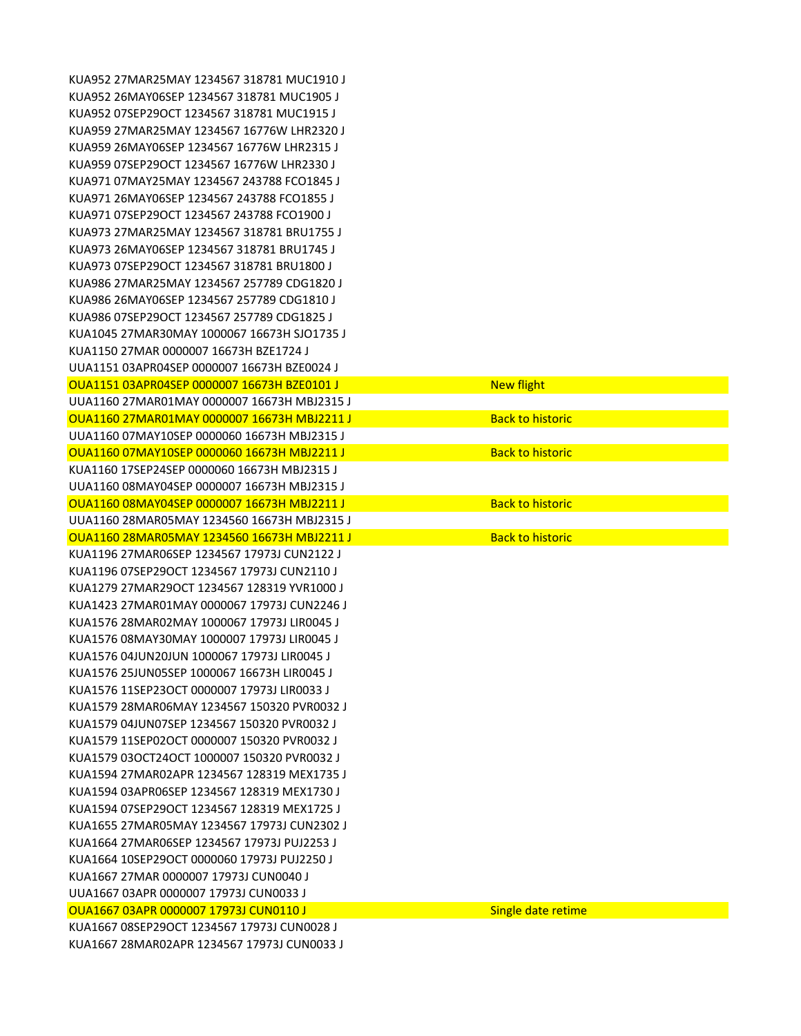```
KUA952 27MAR25MAY 1234567 318781 MUC1910 J
KUA952 26MAY06SEP 1234567 318781 MUC1905 J
KUA952 07SEP29OCT 1234567 318781 MUC1915 J
KUA959 27MAR25MAY 1234567 16776W LHR2320 J
KUA959 26MAY06SEP 1234567 16776W LHR2315 J
KUA959 07SEP29OCT 1234567 16776W LHR2330 J
KUA971 07MAY25MAY 1234567 243788 FCO1845 J
KUA971 26MAY06SEP 1234567 243788 FCO1855 J
KUA971 07SEP29OCT 1234567 243788 FCO1900 J
KUA973 27MAR25MAY 1234567 318781 BRU1755 J
KUA973 26MAY06SEP 1234567 318781 BRU1745 J
KUA973 07SEP29OCT 1234567 318781 BRU1800 J
KUA986 27MAR25MAY 1234567 257789 CDG1820 J
KUA986 26MAY06SEP 1234567 257789 CDG1810 J
KUA986 07SEP29OCT 1234567 257789 CDG1825 J
KUA1045 27MAR30MAY 1000067 16673H SJO1735 J
KUA1150 27MAR 0000007 16673H BZE1724 J
UUA1151 03APR04SEP 0000007 16673H BZE0024 J
OUA1151 03APR04SEP 0000007 16673H BZE0101 J          New flight
UUA1160 27MAR01MAY 0000007 16673H MBJ2315 J
OUA1160 27MAR01MAY 0000007 16673H MBJ2211 J          Back to historic
UUA1160 07MAY10SEP 0000060 16673H MBJ2315 J
OUA1160 07MAY10SEP 0000060 16673H MBJ2211 J          Back to historic
KUA1160 17SEP24SEP 0000060 16673H MBJ2315 J
UUA1160 08MAY04SEP 0000007 16673H MBJ2315 J
OUA1160 08MAY04SEP 0000007 16673H MBJ2211 J          Back to historic
UUA1160 28MAR05MAY 1234560 16673H MBJ2315 J
OUA1160 28MAR05MAY 1234560 16673H MBJ2211 J          Back to historic
KUA1196 27MAR06SEP 1234567 17973J CUN2122 J
KUA1196 07SEP29OCT 1234567 17973J CUN2110 J
KUA1279 27MAR29OCT 1234567 128319 YVR1000 J
KUA1423 27MAR01MAY 0000067 17973J CUN2246 J
KUA1576 28MAR02MAY 1000067 17973J LIR0045 J
KUA1576 08MAY30MAY 1000007 17973J LIR0045 J
KUA1576 04JUN20JUN 1000067 17973J LIR0045 J
KUA1576 25JUN05SEP 1000067 16673H LIR0045 J
KUA1576 11SEP23OCT 0000007 17973J LIR0033 J
KUA1579 28MAR06MAY 1234567 150320 PVR0032 J
KUA1579 04JUN07SEP 1234567 150320 PVR0032 J
KUA1579 11SEP02OCT 0000007 150320 PVR0032 J
KUA1579 03OCT24OCT 1000007 150320 PVR0032 J
KUA1594 27MAR02APR 1234567 128319 MEX1735 J
KUA1594 03APR06SEP 1234567 128319 MEX1730 J
KUA1594 07SEP29OCT 1234567 128319 MEX1725 J
KUA1655 27MAR05MAY 1234567 17973J CUN2302 J
KUA1664 27MAR06SEP 1234567 17973J PUJ2253 J
KUA1664 10SEP29OCT 0000060 17973J PUJ2250 J
KUA1667 27MAR 0000007 17973J CUN0040 J
UUA1667 03APR 0000007 17973J CUN0033 J
OUA1667 03APR 0000007 17973J CUN0110 J          Single date retime
KUA1667 08SEP29OCT 1234567 17973J CUN0028 J
KUA1667 28MAR02APR 1234567 17973J CUN0033 J
```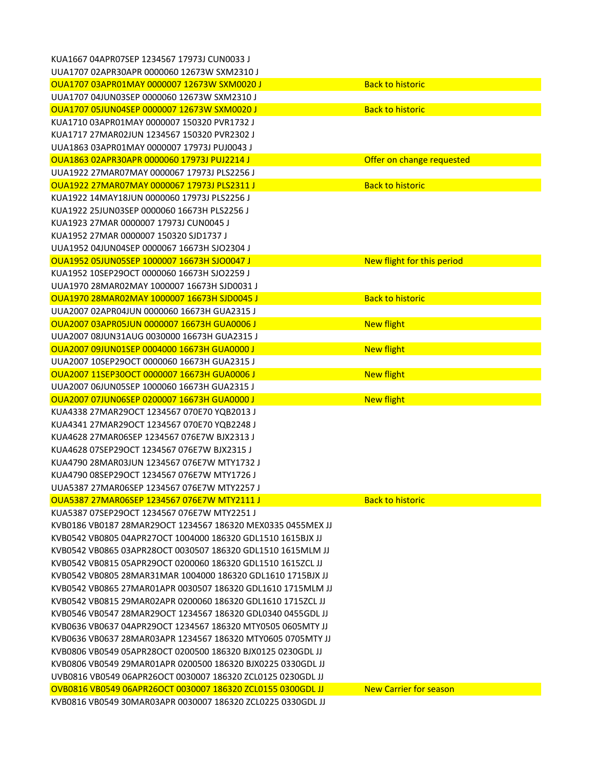| | |
|---|---|
| KUA1667 04APR07SEP 1234567 17973J CUN0033 J | |
| UUA1707 02APR30APR 0000060 12673W SXM2310 J | |
| OUA1707 03APR01MAY 0000007 12673W SXM0020 J | Back to historic |
| UUA1707 04JUN03SEP 0000060 12673W SXM2310 J | |
| OUA1707 05JUN04SEP 0000007 12673W SXM0020 J | Back to historic |
| KUA1710 03APR01MAY 0000007 150320 PVR1732 J | |
| KUA1717 27MAR02JUN 1234567 150320 PVR2302 J | |
| UUA1863 03APR01MAY 0000007 17973J PUJ0043 J | |
| OUA1863 02APR30APR 0000060 17973J PUJ2214 J | Offer on change requested |
| UUA1922 27MAR07MAY 0000067 17973J PLS2256 J | |
| OUA1922 27MAR07MAY 0000067 17973J PLS2311 J | Back to historic |
| KUA1922 14MAY18JUN 0000060 17973J PLS2256 J | |
| KUA1922 25JUN03SEP 0000060 16673H PLS2256 J | |
| KUA1923 27MAR 0000007 17973J CUN0045 J | |
| KUA1952 27MAR 0000007 150320 SJD1737 J | |
| UUA1952 04JUN04SEP 0000067 16673H SJO2304 J | |
| OUA1952 05JUN05SEP 1000007 16673H SJO0047 J | New flight for this period |
| KUA1952 10SEP29OCT 0000060 16673H SJO2259 J | |
| UUA1970 28MAR02MAY 1000007 16673H SJD0031 J | |
| OUA1970 28MAR02MAY 1000007 16673H SJD0045 J | Back to historic |
| UUA2007 02APR04JUN 0000060 16673H GUA2315 J | |
| OUA2007 03APR05JUN 0000007 16673H GUA0006 J | New flight |
| UUA2007 08JUN31AUG 0030000 16673H GUA2315 J | |
| OUA2007 09JUN01SEP 0004000 16673H GUA0000 J | New flight |
| UUA2007 10SEP29OCT 0000060 16673H GUA2315 J | |
| OUA2007 11SEP30OCT 0000007 16673H GUA0006 J | New flight |
| UUA2007 06JUN05SEP 1000060 16673H GUA2315 J | |
| OUA2007 07JUN06SEP 0200007 16673H GUA0000 J | New flight |
| KUA4338 27MAR29OCT 1234567 070E70 YQB2013 J | |
| KUA4341 27MAR29OCT 1234567 070E70 YQB2248 J | |
| KUA4628 27MAR06SEP 1234567 076E7W BJX2313 J | |
| KUA4628 07SEP29OCT 1234567 076E7W BJX2315 J | |
| KUA4790 28MAR03JUN 1234567 076E7W MTY1732 J | |
| KUA4790 08SEP29OCT 1234567 076E7W MTY1726 J | |
| UUA5387 27MAR06SEP 1234567 076E7W MTY2257 J | |
| OUA5387 27MAR06SEP 1234567 076E7W MTY2111 J | Back to historic |
| KUA5387 07SEP29OCT 1234567 076E7W MTY2251 J | |
| KVB0186 VB0187 28MAR29OCT 1234567 186320 MEX0335 0455MEX JJ | |
| KVB0542 VB0805 04APR27OCT 1004000 186320 GDL1510 1615BJX JJ | |
| KVB0542 VB0865 03APR28OCT 0030507 186320 GDL1510 1615MLM JJ | |
| KVB0542 VB0815 05APR29OCT 0200060 186320 GDL1510 1615ZCL JJ | |
| KVB0542 VB0805 28MAR31MAR 1004000 186320 GDL1610 1715BJX JJ | |
| KVB0542 VB0865 27MAR01APR 0030507 186320 GDL1610 1715MLM JJ | |
| KVB0542 VB0815 29MAR02APR 0200060 186320 GDL1610 1715ZCL JJ | |
| KVB0546 VB0547 28MAR29OCT 1234567 186320 GDL0340 0455GDL JJ | |
| KVB0636 VB0637 04APR29OCT 1234567 186320 MTY0505 0605MTY JJ | |
| KVB0636 VB0637 28MAR03APR 1234567 186320 MTY0605 0705MTY JJ | |
| KVB0806 VB0549 05APR28OCT 0200500 186320 BJX0125 0230GDL JJ | |
| KVB0806 VB0549 29MAR01APR 0200500 186320 BJX0225 0330GDL JJ | |
| UVB0816 VB0549 06APR26OCT 0030007 186320 ZCL0125 0230GDL JJ | |
| OVB0816 VB0549 06APR26OCT 0030007 186320 ZCL0155 0300GDL JJ | New Carrier for season |
| KVB0816 VB0549 30MAR03APR 0030007 186320 ZCL0225 0330GDL JJ | |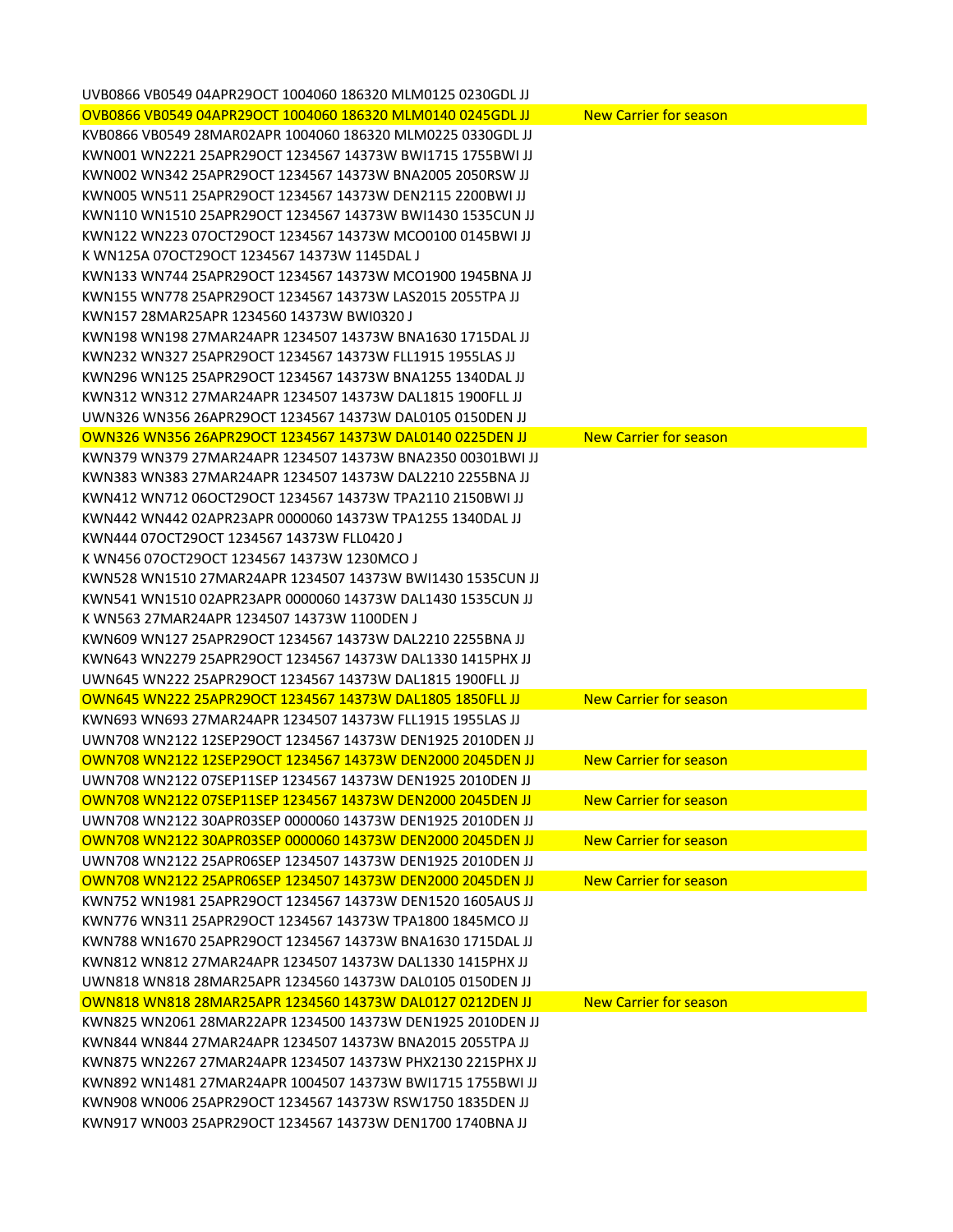UVB0866 VB0549 04APR29OCT 1004060 186320 MLM0125 0230GDL JJ
OVB0866 VB0549 04APR29OCT 1004060 186320 MLM0140 0245GDL JJ New Carrier for season
KVB0866 VB0549 28MAR02APR 1004060 186320 MLM0225 0330GDL JJ
KWN001 WN2221 25APR29OCT 1234567 14373W BWI1715 1755BWI JJ
KWN002 WN342 25APR29OCT 1234567 14373W BNA2005 2050RSW JJ
KWN005 WN511 25APR29OCT 1234567 14373W DEN2115 2200BWI JJ
KWN110 WN1510 25APR29OCT 1234567 14373W BWI1430 1535CUN JJ
KWN122 WN223 07OCT29OCT 1234567 14373W MCO0100 0145BWI JJ
K WN125A 07OCT29OCT 1234567 14373W 1145DAL J
KWN133 WN744 25APR29OCT 1234567 14373W MCO1900 1945BNA JJ
KWN155 WN778 25APR29OCT 1234567 14373W LAS2015 2055TPA JJ
KWN157 28MAR25APR 1234560 14373W BWI0320 J
KWN198 WN198 27MAR24APR 1234507 14373W BNA1630 1715DAL JJ
KWN232 WN327 25APR29OCT 1234567 14373W FLL1915 1955LAS JJ
KWN296 WN125 25APR29OCT 1234567 14373W BNA1255 1340DAL JJ
KWN312 WN312 27MAR24APR 1234507 14373W DAL1815 1900FLL JJ
UWN326 WN356 26APR29OCT 1234567 14373W DAL0105 0150DEN JJ
OWN326 WN356 26APR29OCT 1234567 14373W DAL0140 0225DEN JJ New Carrier for season
KWN379 WN379 27MAR24APR 1234507 14373W BNA2350 00301BWI JJ
KWN383 WN383 27MAR24APR 1234507 14373W DAL2210 2255BNA JJ
KWN412 WN712 06OCT29OCT 1234567 14373W TPA2110 2150BWI JJ
KWN442 WN442 02APR23APR 0000060 14373W TPA1255 1340DAL JJ
KWN444 07OCT29OCT 1234567 14373W FLL0420 J
K WN456 07OCT29OCT 1234567 14373W 1230MCO J
KWN528 WN1510 27MAR24APR 1234507 14373W BWI1430 1535CUN JJ
KWN541 WN1510 02APR23APR 0000060 14373W DAL1430 1535CUN JJ
K WN563 27MAR24APR 1234507 14373W 1100DEN J
KWN609 WN127 25APR29OCT 1234567 14373W DAL2210 2255BNA JJ
KWN643 WN2279 25APR29OCT 1234567 14373W DAL1330 1415PHX JJ
UWN645 WN222 25APR29OCT 1234567 14373W DAL1815 1900FLL JJ
OWN645 WN222 25APR29OCT 1234567 14373W DAL1805 1850FLL JJ New Carrier for season
KWN693 WN693 27MAR24APR 1234507 14373W FLL1915 1955LAS JJ
UWN708 WN2122 12SEP29OCT 1234567 14373W DEN1925 2010DEN JJ
OWN708 WN2122 12SEP29OCT 1234567 14373W DEN2000 2045DEN JJ New Carrier for season
UWN708 WN2122 07SEP11SEP 1234567 14373W DEN1925 2010DEN JJ
OWN708 WN2122 07SEP11SEP 1234567 14373W DEN2000 2045DEN JJ New Carrier for season
UWN708 WN2122 30APR03SEP 0000060 14373W DEN1925 2010DEN JJ
OWN708 WN2122 30APR03SEP 0000060 14373W DEN2000 2045DEN JJ New Carrier for season
UWN708 WN2122 25APR06SEP 1234507 14373W DEN1925 2010DEN JJ
OWN708 WN2122 25APR06SEP 1234507 14373W DEN2000 2045DEN JJ New Carrier for season
KWN752 WN1981 25APR29OCT 1234567 14373W DEN1520 1605AUS JJ
KWN776 WN311 25APR29OCT 1234567 14373W TPA1800 1845MCO JJ
KWN788 WN1670 25APR29OCT 1234567 14373W BNA1630 1715DAL JJ
KWN812 WN812 27MAR24APR 1234507 14373W DAL1330 1415PHX JJ
UWN818 WN818 28MAR25APR 1234560 14373W DAL0105 0150DEN JJ
OWN818 WN818 28MAR25APR 1234560 14373W DAL0127 0212DEN JJ New Carrier for season
KWN825 WN2061 28MAR22APR 1234500 14373W DEN1925 2010DEN JJ
KWN844 WN844 27MAR24APR 1234507 14373W BNA2015 2055TPA JJ
KWN875 WN2267 27MAR24APR 1234507 14373W PHX2130 2215PHX JJ
KWN892 WN1481 27MAR24APR 1004507 14373W BWI1715 1755BWI JJ
KWN908 WN006 25APR29OCT 1234567 14373W RSW1750 1835DEN JJ
KWN917 WN003 25APR29OCT 1234567 14373W DEN1700 1740BNA JJ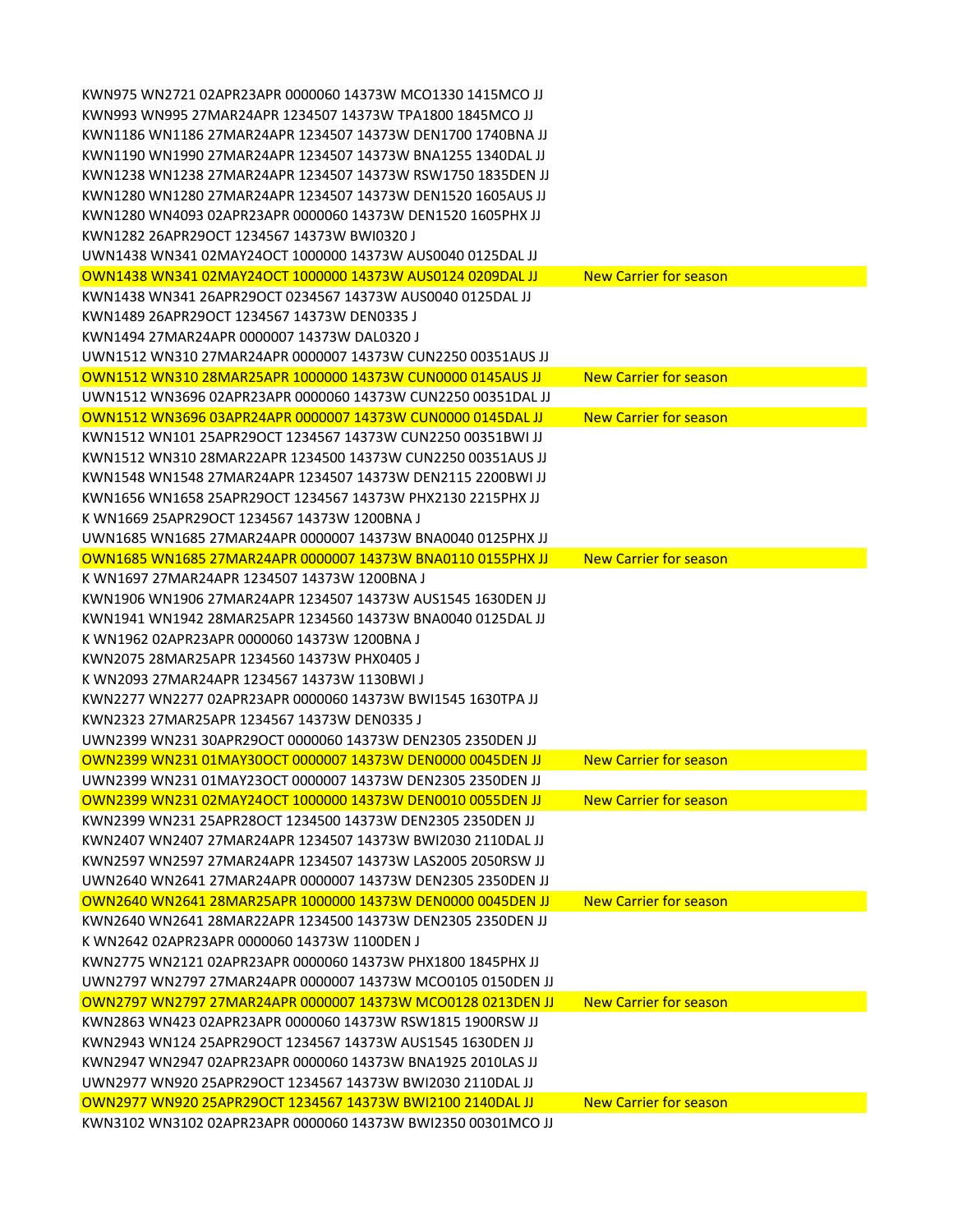KWN975 WN2721 02APR23APR 0000060 14373W MCO1330 1415MCO JJ
KWN993 WN995 27MAR24APR 1234507 14373W TPA1800 1845MCO JJ
KWN1186 WN1186 27MAR24APR 1234507 14373W DEN1700 1740BNA JJ
KWN1190 WN1990 27MAR24APR 1234507 14373W BNA1255 1340DAL JJ
KWN1238 WN1238 27MAR24APR 1234507 14373W RSW1750 1835DEN JJ
KWN1280 WN1280 27MAR24APR 1234507 14373W DEN1520 1605AUS JJ
KWN1280 WN4093 02APR23APR 0000060 14373W DEN1520 1605PHX JJ
KWN1282 26APR29OCT 1234567 14373W BWI0320 J
UWN1438 WN341 02MAY24OCT 1000000 14373W AUS0040 0125DAL JJ

| | |
|---|---|
| OWN1438 WN341 02MAY24OCT 1000000 14373W AUS0124 0209DAL JJ | New Carrier for season |

KWN1438 WN341 26APR29OCT 0234567 14373W AUS0040 0125DAL JJ
KWN1489 26APR29OCT 1234567 14373W DEN0335 J
KWN1494 27MAR24APR 0000007 14373W DAL0320 J
UWN1512 WN310 27MAR24APR 0000007 14373W CUN2250 00351AUS JJ

| | |
|---|---|
| OWN1512 WN310 28MAR25APR 1000000 14373W CUN0000 0145AUS JJ | New Carrier for season |

UWN1512 WN3696 02APR23APR 0000060 14373W CUN2250 00351DAL JJ

| | |
|---|---|
| OWN1512 WN3696 03APR24APR 0000007 14373W CUN0000 0145DAL JJ | New Carrier for season |

KWN1512 WN101 25APR29OCT 1234567 14373W CUN2250 00351BWI JJ
KWN1512 WN310 28MAR22APR 1234500 14373W CUN2250 00351AUS JJ
KWN1548 WN1548 27MAR24APR 1234507 14373W DEN2115 2200BWI JJ
KWN1656 WN1658 25APR29OCT 1234567 14373W PHX2130 2215PHX JJ
K WN1669 25APR29OCT 1234567 14373W 1200BNA J
UWN1685 WN1685 27MAR24APR 0000007 14373W BNA0040 0125PHX JJ

| | |
|---|---|
| OWN1685 WN1685 27MAR24APR 0000007 14373W BNA0110 0155PHX JJ | New Carrier for season |

K WN1697 27MAR24APR 1234507 14373W 1200BNA J
KWN1906 WN1906 27MAR24APR 1234507 14373W AUS1545 1630DEN JJ
KWN1941 WN1942 28MAR25APR 1234560 14373W BNA0040 0125DAL JJ
K WN1962 02APR23APR 0000060 14373W 1200BNA J
KWN2075 28MAR25APR 1234560 14373W PHX0405 J
K WN2093 27MAR24APR 1234567 14373W 1130BWI J
KWN2277 WN2277 02APR23APR 0000060 14373W BWI1545 1630TPA JJ
KWN2323 27MAR25APR 1234567 14373W DEN0335 J
UWN2399 WN231 30APR29OCT 0000060 14373W DEN2305 2350DEN JJ

| | |
|---|---|
| OWN2399 WN231 01MAY30OCT 0000007 14373W DEN0000 0045DEN JJ | New Carrier for season |

UWN2399 WN231 01MAY23OCT 0000007 14373W DEN2305 2350DEN JJ

| | |
|---|---|
| OWN2399 WN231 02MAY24OCT 1000000 14373W DEN0010 0055DEN JJ | New Carrier for season |

KWN2399 WN231 25APR28OCT 1234500 14373W DEN2305 2350DEN JJ
KWN2407 WN2407 27MAR24APR 1234507 14373W BWI2030 2110DAL JJ
KWN2597 WN2597 27MAR24APR 1234507 14373W LAS2005 2050RSW JJ
UWN2640 WN2641 27MAR24APR 0000007 14373W DEN2305 2350DEN JJ

| | |
|---|---|
| OWN2640 WN2641 28MAR25APR 1000000 14373W DEN0000 0045DEN JJ | New Carrier for season |

KWN2640 WN2641 28MAR22APR 1234500 14373W DEN2305 2350DEN JJ
K WN2642 02APR23APR 0000060 14373W 1100DEN J
KWN2775 WN2121 02APR23APR 0000060 14373W PHX1800 1845PHX JJ
UWN2797 WN2797 27MAR24APR 0000007 14373W MCO0105 0150DEN JJ

| | |
|---|---|
| OWN2797 WN2797 27MAR24APR 0000007 14373W MCO0128 0213DEN JJ | New Carrier for season |

KWN2863 WN423 02APR23APR 0000060 14373W RSW1815 1900RSW JJ
KWN2943 WN124 25APR29OCT 1234567 14373W AUS1545 1630DEN JJ
KWN2947 WN2947 02APR23APR 0000060 14373W BNA1925 2010LAS JJ
UWN2977 WN920 25APR29OCT 1234567 14373W BWI2030 2110DAL JJ

| | |
|---|---|
| OWN2977 WN920 25APR29OCT 1234567 14373W BWI2100 2140DAL JJ | New Carrier for season |

KWN3102 WN3102 02APR23APR 0000060 14373W BWI2350 00301MCO JJ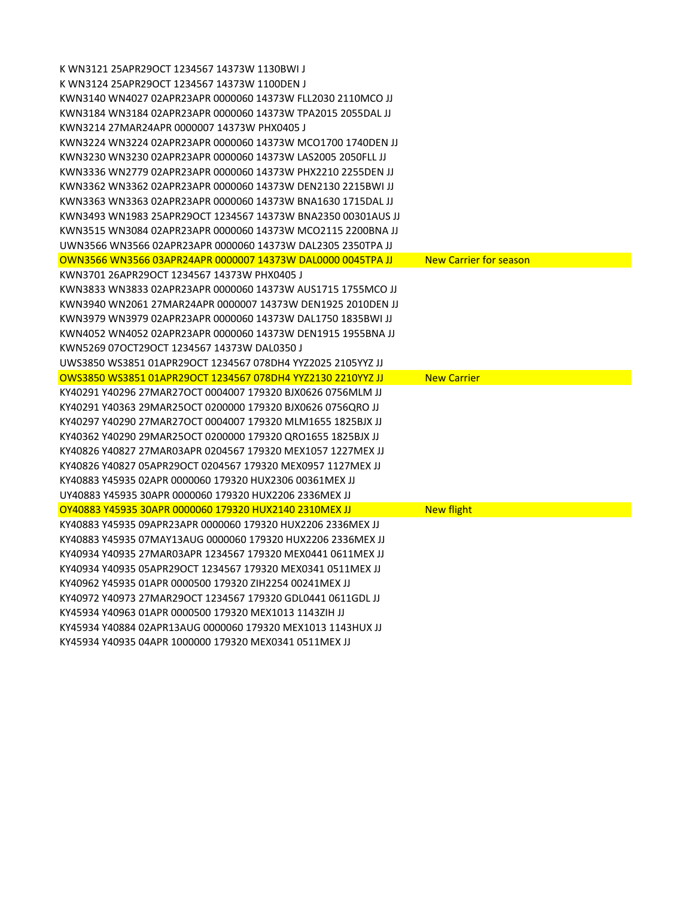K WN3121 25APR29OCT 1234567 14373W 1130BWI J
K WN3124 25APR29OCT 1234567 14373W 1100DEN J
KWN3140 WN4027 02APR23APR 0000060 14373W FLL2030 2110MCO JJ
KWN3184 WN3184 02APR23APR 0000060 14373W TPA2015 2055DAL JJ
KWN3214 27MAR24APR 0000007 14373W PHX0405 J
KWN3224 WN3224 02APR23APR 0000060 14373W MCO1700 1740DEN JJ
KWN3230 WN3230 02APR23APR 0000060 14373W LAS2005 2050FLL JJ
KWN3336 WN2779 02APR23APR 0000060 14373W PHX2210 2255DEN JJ
KWN3362 WN3362 02APR23APR 0000060 14373W DEN2130 2215BWI JJ
KWN3363 WN3363 02APR23APR 0000060 14373W BNA1630 1715DAL JJ
KWN3493 WN1983 25APR29OCT 1234567 14373W BNA2350 00301AUS JJ
KWN3515 WN3084 02APR23APR 0000060 14373W MCO2115 2200BNA JJ
UWN3566 WN3566 02APR23APR 0000060 14373W DAL2305 2350TPA JJ
OWN3566 WN3566 03APR24APR 0000007 14373W DAL0000 0045TPA JJ New Carrier for season
KWN3701 26APR29OCT 1234567 14373W PHX0405 J
KWN3833 WN3833 02APR23APR 0000060 14373W AUS1715 1755MCO JJ
KWN3940 WN2061 27MAR24APR 0000007 14373W DEN1925 2010DEN JJ
KWN3979 WN3979 02APR23APR 0000060 14373W DAL1750 1835BWI JJ
KWN4052 WN4052 02APR23APR 0000060 14373W DEN1915 1955BNA JJ
KWN5269 07OCT29OCT 1234567 14373W DAL0350 J
UWS3850 WS3851 01APR29OCT 1234567 078DH4 YYZ2025 2105YYZ JJ
OWS3850 WS3851 01APR29OCT 1234567 078DH4 YYZ2130 2210YYZ JJ New Carrier
KY40291 Y40296 27MAR27OCT 0004007 179320 BJX0626 0756MLM JJ
KY40291 Y40363 29MAR25OCT 0200000 179320 BJX0626 0756QRO JJ
KY40297 Y40290 27MAR27OCT 0004007 179320 MLM1655 1825BJX JJ
KY40362 Y40290 29MAR25OCT 0200000 179320 QRO1655 1825BJX JJ
KY40826 Y40827 27MAR03APR 0204567 179320 MEX1057 1227MEX JJ
KY40826 Y40827 05APR29OCT 0204567 179320 MEX0957 1127MEX JJ
KY40883 Y45935 02APR 0000060 179320 HUX2306 00361MEX JJ
UY40883 Y45935 30APR 0000060 179320 HUX2206 2336MEX JJ
OY40883 Y45935 30APR 0000060 179320 HUX2140 2310MEX JJ New flight
KY40883 Y45935 09APR23APR 0000060 179320 HUX2206 2336MEX JJ
KY40883 Y45935 07MAY13AUG 0000060 179320 HUX2206 2336MEX JJ
KY40934 Y40935 27MAR03APR 1234567 179320 MEX0441 0611MEX JJ
KY40934 Y40935 05APR29OCT 1234567 179320 MEX0341 0511MEX JJ
KY40962 Y45935 01APR 0000500 179320 ZIH2254 00241MEX JJ
KY40972 Y40973 27MAR29OCT 1234567 179320 GDL0441 0611GDL JJ
KY45934 Y40963 01APR 0000500 179320 MEX1013 1143ZIH JJ
KY45934 Y40884 02APR13AUG 0000060 179320 MEX1013 1143HUX JJ
KY45934 Y40935 04APR 1000000 179320 MEX0341 0511MEX JJ